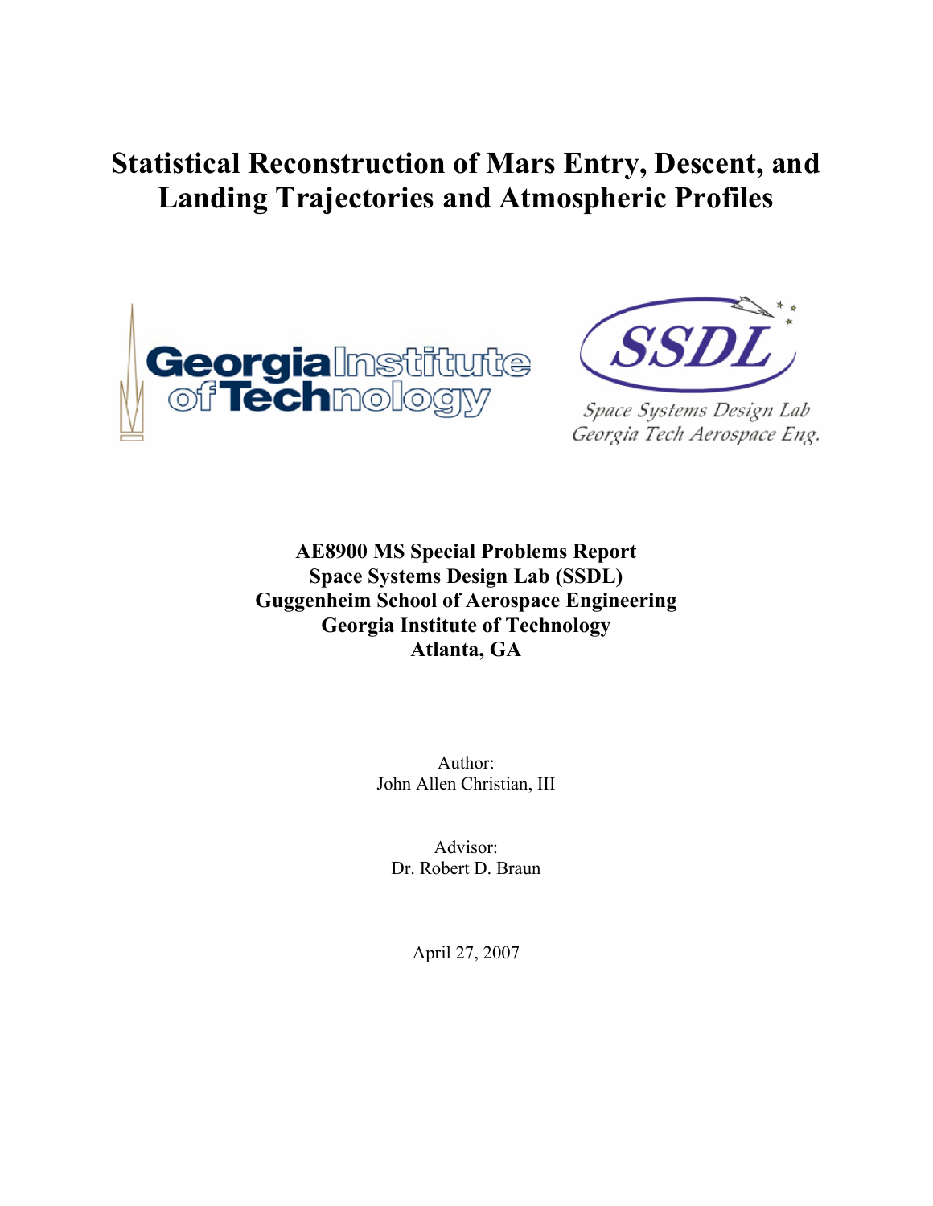# Statistical Reconstruction of Mars Entry, Descent, and Landing Trajectories and Atmospheric Profiles

**AE8900 MS Special Problems Report**
**Space Systems Design Lab (SSDL)**
**Guggenheim School of Aerospace Engineering**
**Georgia Institute of Technology**
**Atlanta, GA**

Author:
John Allen Christian, III

Advisor:
Dr. Robert D. Braun

April 27, 2007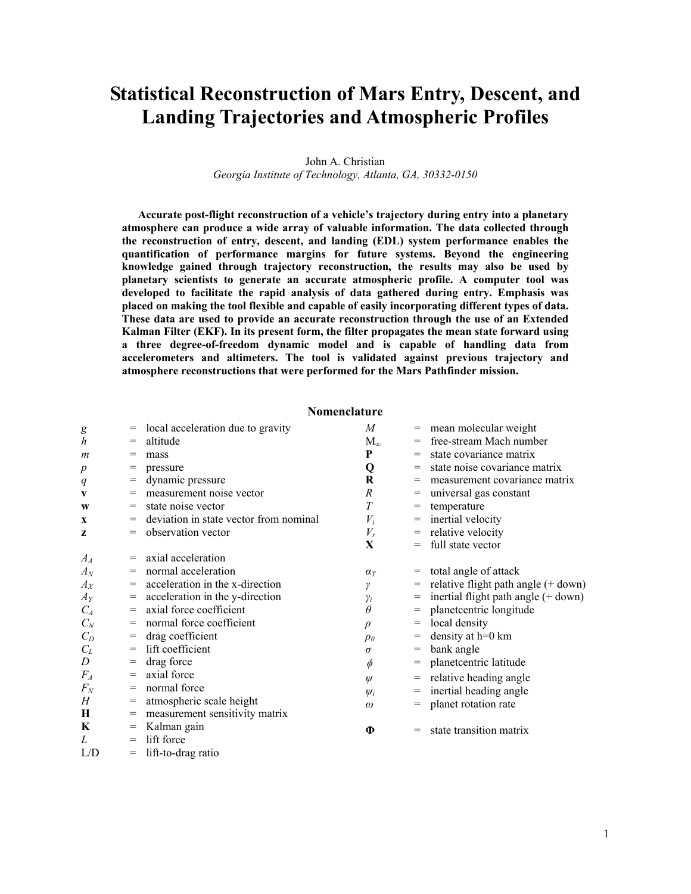# Statistical Reconstruction of Mars Entry, Descent, and Landing Trajectories and Atmospheric Profiles

John A. Christian

*Georgia Institute of Technology, Atlanta, GA, 30332-0150*

**Accurate post-flight reconstruction of a vehicle's trajectory during entry into a planetary atmosphere can produce a wide array of valuable information. The data collected through the reconstruction of entry, descent, and landing (EDL) system performance enables the quantification of performance margins for future systems. Beyond the engineering knowledge gained through trajectory reconstruction, the results may also be used by planetary scientists to generate an accurate atmospheric profile. A computer tool was developed to facilitate the rapid analysis of data gathered during entry. Emphasis was placed on making the tool flexible and capable of easily incorporating different types of data. These data are used to provide an accurate reconstruction through the use of an Extended Kalman Filter (EKF). In its present form, the filter propagates the mean state forward using a three degree-of-freedom dynamic model and is capable of handling data from accelerometers and altimeters. The tool is validated against previous trajectory and atmosphere reconstructions that were performed for the Mars Pathfinder mission.**

## Nomenclature

| | | |
|---|---|---|
| $g$ | = | local acceleration due to gravity |
| $h$ | = | altitude |
| $m$ | = | mass |
| $p$ | = | pressure |
| $q$ | = | dynamic pressure |
| $\mathbf{v}$ | = | measurement noise vector |
| $\mathbf{w}$ | = | state noise vector |
| $\mathbf{x}$ | = | deviation in state vector from nominal |
| $\mathbf{z}$ | = | observation vector |
| $A_A$ | = | axial acceleration |
| $A_N$ | = | normal acceleration |
| $A_X$ | = | acceleration in the x-direction |
| $A_Y$ | = | acceleration in the y-direction |
| $C_A$ | = | axial force coefficient |
| $C_N$ | = | normal force coefficient |
| $C_D$ | = | drag coefficient |
| $C_L$ | = | lift coefficient |
| $D$ | = | drag force |
| $F_A$ | = | axial force |
| $F_N$ | = | normal force |
| $H$ | = | atmospheric scale height |
| $\mathbf{H}$ | = | measurement sensitivity matrix |
| $\mathbf{K}$ | = | Kalman gain |
| $L$ | = | lift force |
| L/D | = | lift-to-drag ratio |
| $M$ | = | mean molecular weight |
| $M_\infty$ | = | free-stream Mach number |
| $\mathbf{P}$ | = | state covariance matrix |
| $\mathbf{Q}$ | = | state noise covariance matrix |
| $\mathbf{R}$ | = | measurement covariance matrix |
| $R$ | = | universal gas constant |
| $T$ | = | temperature |
| $V_i$ | = | inertial velocity |
| $V_r$ | = | relative velocity |
| $\mathbf{X}$ | = | full state vector |
| $\alpha_T$ | = | total angle of attack |
| $\gamma$ | = | relative flight path angle (+ down) |
| $\gamma_i$ | = | inertial flight path angle (+ down) |
| $\theta$ | = | planetcentric longitude |
| $\rho$ | = | local density |
| $\rho_0$ | = | density at h=0 km |
| $\sigma$ | = | bank angle |
| $\phi$ | = | planetcentric latitude |
| $\psi$ | = | relative heading angle |
| $\psi_i$ | = | inertial heading angle |
| $\omega$ | = | planet rotation rate |
| $\mathbf{\Phi}$ | = | state transition matrix |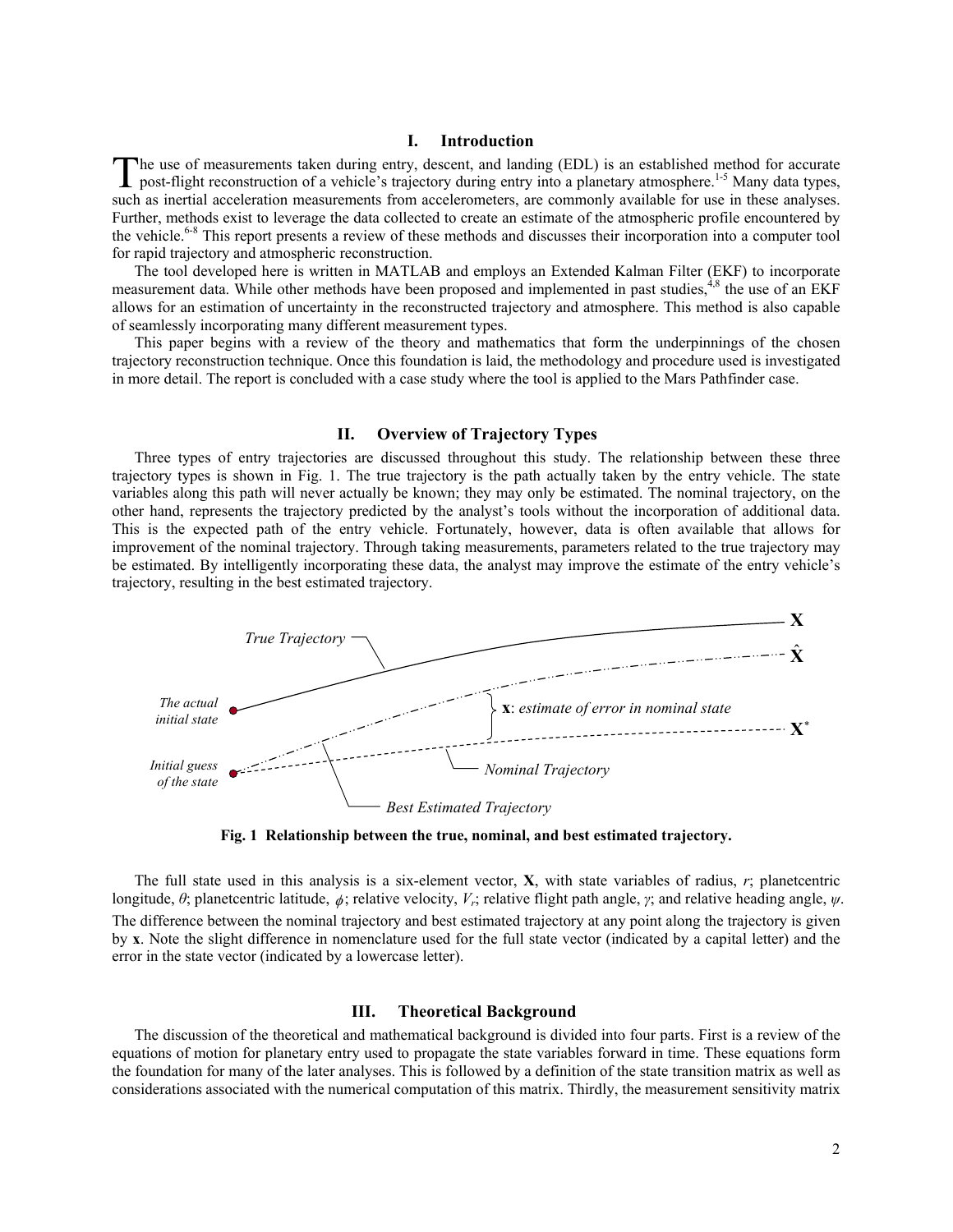## I. Introduction

The use of measurements taken during entry, descent, and landing (EDL) is an established method for accurate post-flight reconstruction of a vehicle's trajectory during entry into a planetary atmosphere.[1-5] Many data types, such as inertial acceleration measurements from accelerometers, are commonly available for use in these analyses. Further, methods exist to leverage the data collected to create an estimate of the atmospheric profile encountered by the vehicle.[6-8] This report presents a review of these methods and discusses their incorporation into a computer tool for rapid trajectory and atmospheric reconstruction.

The tool developed here is written in MATLAB and employs an Extended Kalman Filter (EKF) to incorporate measurement data. While other methods have been proposed and implemented in past studies,[4,8] the use of an EKF allows for an estimation of uncertainty in the reconstructed trajectory and atmosphere. This method is also capable of seamlessly incorporating many different measurement types.

This paper begins with a review of the theory and mathematics that form the underpinnings of the chosen trajectory reconstruction technique. Once this foundation is laid, the methodology and procedure used is investigated in more detail. The report is concluded with a case study where the tool is applied to the Mars Pathfinder case.

## II. Overview of Trajectory Types

Three types of entry trajectories are discussed throughout this study. The relationship between these three trajectory types is shown in Fig. 1. The true trajectory is the path actually taken by the entry vehicle. The state variables along this path will never actually be known; they may only be estimated. The nominal trajectory, on the other hand, represents the trajectory predicted by the analyst's tools without the incorporation of additional data. This is the expected path of the entry vehicle. Fortunately, however, data is often available that allows for improvement of the nominal trajectory. Through taking measurements, parameters related to the true trajectory may be estimated. By intelligently incorporating these data, the analyst may improve the estimate of the entry vehicle's trajectory, resulting in the best estimated trajectory.

**Fig. 1 Relationship between the true, nominal, and best estimated trajectory.**

The full state used in this analysis is a six-element vector, $\mathbf{X}$, with state variables of radius, $r$; planetcentric longitude, $\theta$; planetcentric latitude, $\phi$; relative velocity, $V_r$; relative flight path angle, $\gamma$; and relative heading angle, $\psi$. The difference between the nominal trajectory and best estimated trajectory at any point along the trajectory is given by $\mathbf{x}$. Note the slight difference in nomenclature used for the full state vector (indicated by a capital letter) and the error in the state vector (indicated by a lowercase letter).

## III. Theoretical Background

The discussion of the theoretical and mathematical background is divided into four parts. First is a review of the equations of motion for planetary entry used to propagate the state variables forward in time. These equations form the foundation for many of the later analyses. This is followed by a definition of the state transition matrix as well as considerations associated with the numerical computation of this matrix. Thirdly, the measurement sensitivity matrix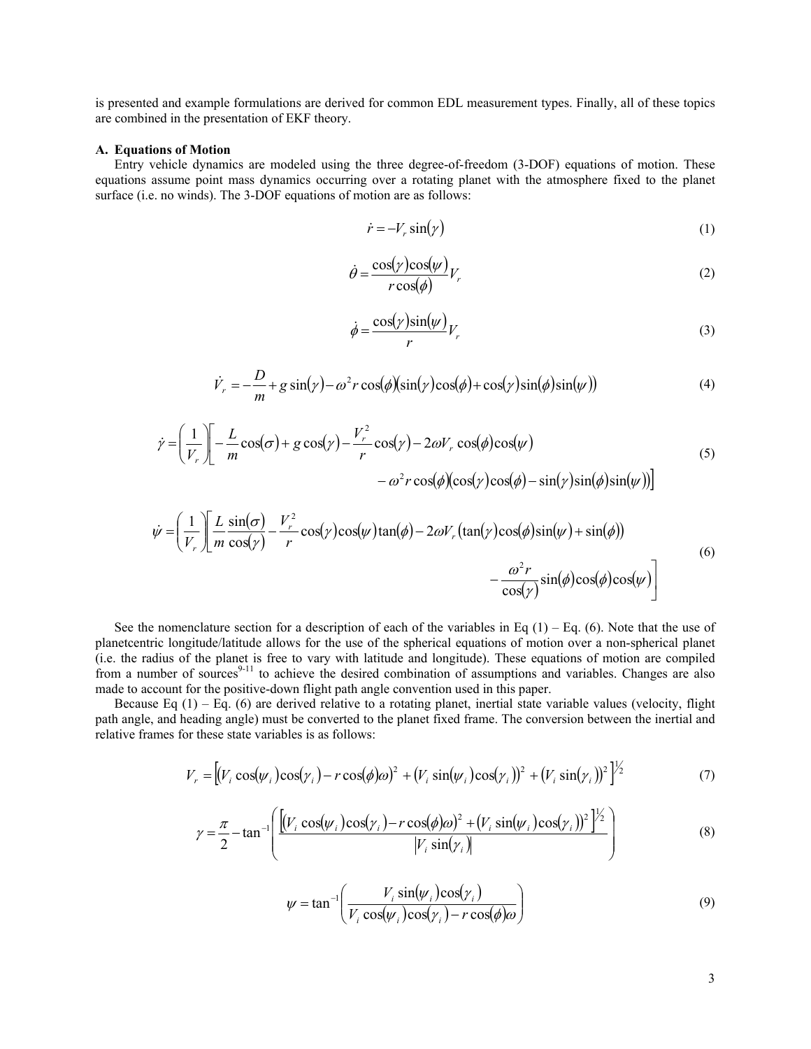is presented and example formulations are derived for common EDL measurement types. Finally, all of these topics are combined in the presentation of EKF theory.

### A. Equations of Motion

Entry vehicle dynamics are modeled using the three degree-of-freedom (3-DOF) equations of motion. These equations assume point mass dynamics occurring over a rotating planet with the atmosphere fixed to the planet surface (i.e. no winds). The 3-DOF equations of motion are as follows:

$$\dot{r} = -V_r \sin(\gamma) \tag{1}$$

$$\dot{\theta} = \frac{\cos(\gamma)\cos(\psi)}{r\cos(\phi)} V_r \tag{2}$$

$$\dot{\phi} = \frac{\cos(\gamma)\sin(\psi)}{r} V_r \tag{3}$$

$$\dot{V}_r = -\frac{D}{m} + g\sin(\gamma) - \omega^2 r\cos(\phi)\left(\sin(\gamma)\cos(\phi) + \cos(\gamma)\sin(\phi)\sin(\psi)\right) \tag{4}$$

$$\dot{\gamma} = \left(\frac{1}{V_r}\right)\left[-\frac{L}{m}\cos(\sigma) + g\cos(\gamma) - \frac{V_r^2}{r}\cos(\gamma) - 2\omega V_r\cos(\phi)\cos(\psi) - \omega^2 r\cos(\phi)\left(\cos(\gamma)\cos(\phi) - \sin(\gamma)\sin(\phi)\sin(\psi)\right)\right] \tag{5}$$

$$\dot{\psi} = \left(\frac{1}{V_r}\right)\left[\frac{L}{m}\frac{\sin(\sigma)}{\cos(\gamma)} - \frac{V_r^2}{r}\cos(\gamma)\cos(\psi)\tan(\phi) - 2\omega V_r\left(\tan(\gamma)\cos(\phi)\sin(\psi) + \sin(\phi)\right) - \frac{\omega^2 r}{\cos(\gamma)}\sin(\phi)\cos(\phi)\cos(\psi)\right] \tag{6}$$

See the nomenclature section for a description of each of the variables in Eq (1) – Eq. (6). Note that the use of planetcentric longitude/latitude allows for the use of the spherical equations of motion over a non-spherical planet (i.e. the radius of the planet is free to vary with latitude and longitude). These equations of motion are compiled from a number of sources[9-11] to achieve the desired combination of assumptions and variables. Changes are also made to account for the positive-down flight path angle convention used in this paper.

Because Eq (1) – Eq. (6) are derived relative to a rotating planet, inertial state variable values (velocity, flight path angle, and heading angle) must be converted to the planet fixed frame. The conversion between the inertial and relative frames for these state variables is as follows:

$$V_r = \left[\left(V_i\cos(\psi_i)\cos(\gamma_i) - r\cos(\phi)\omega\right)^2 + \left(V_i\sin(\psi_i)\cos(\gamma_i)\right)^2 + \left(V_i\sin(\gamma_i)\right)^2\right]^{1/2} \tag{7}$$

$$\gamma = \frac{\pi}{2} - \tan^{-1}\left(\frac{\left[\left(V_i\cos(\psi_i)\cos(\gamma_i) - r\cos(\phi)\omega\right)^2 + \left(V_i\sin(\psi_i)\cos(\gamma_i)\right)^2\right]^{1/2}}{\left|V_i\sin(\gamma_i)\right|}\right) \tag{8}$$

$$\psi = \tan^{-1}\left(\frac{V_i\sin(\psi_i)\cos(\gamma_i)}{V_i\cos(\psi_i)\cos(\gamma_i) - r\cos(\phi)\omega}\right) \tag{9}$$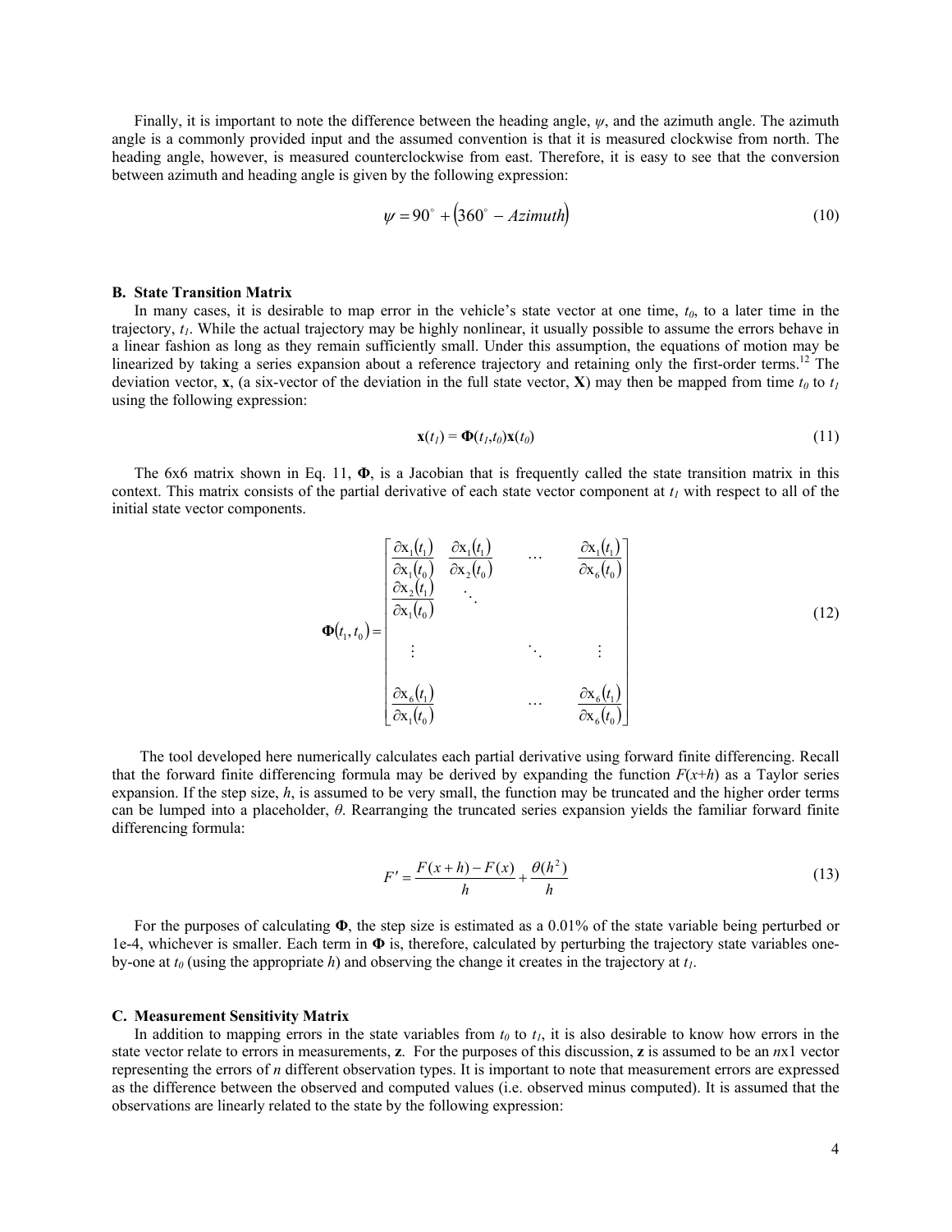Finally, it is important to note the difference between the heading angle, $\psi$, and the azimuth angle. The azimuth angle is a commonly provided input and the assumed convention is that it is measured clockwise from north. The heading angle, however, is measured counterclockwise from east. Therefore, it is easy to see that the conversion between azimuth and heading angle is given by the following expression:

$$\psi = 90^{\circ} + \left(360^{\circ} - Azimuth\right) \tag{10}$$

### B. State Transition Matrix

In many cases, it is desirable to map error in the vehicle's state vector at one time, $t_0$, to a later time in the trajectory, $t_1$. While the actual trajectory may be highly nonlinear, it usually possible to assume the errors behave in a linear fashion as long as they remain sufficiently small. Under this assumption, the equations of motion may be linearized by taking a series expansion about a reference trajectory and retaining only the first-order terms.[12] The deviation vector, **x**, (a six-vector of the deviation in the full state vector, **X**) may then be mapped from time $t_0$ to $t_1$ using the following expression:

$$\mathbf{x}(t_1) = \mathbf{\Phi}(t_1,t_0)\mathbf{x}(t_0) \tag{11}$$

The 6x6 matrix shown in Eq. 11, $\mathbf{\Phi}$, is a Jacobian that is frequently called the state transition matrix in this context. This matrix consists of the partial derivative of each state vector component at $t_1$ with respect to all of the initial state vector components.

$$\mathbf{\Phi}(t_1,t_0) = \begin{bmatrix} \dfrac{\partial \mathrm{x}_1(t_1)}{\partial \mathrm{x}_1(t_0)} & \dfrac{\partial \mathrm{x}_1(t_1)}{\partial \mathrm{x}_2(t_0)} & \cdots & \dfrac{\partial \mathrm{x}_1(t_1)}{\partial \mathrm{x}_6(t_0)} \\ \dfrac{\partial \mathrm{x}_2(t_1)}{\partial \mathrm{x}_1(t_0)} & \ddots & & \\ \vdots & & \ddots & \vdots \\ \dfrac{\partial \mathrm{x}_6(t_1)}{\partial \mathrm{x}_1(t_0)} & & \cdots & \dfrac{\partial \mathrm{x}_6(t_1)}{\partial \mathrm{x}_6(t_0)} \end{bmatrix} \tag{12}$$

The tool developed here numerically calculates each partial derivative using forward finite differencing. Recall that the forward finite differencing formula may be derived by expanding the function $F(x+h)$ as a Taylor series expansion. If the step size, $h$, is assumed to be very small, the function may be truncated and the higher order terms can be lumped into a placeholder, $\theta$. Rearranging the truncated series expansion yields the familiar forward finite differencing formula:

$$F' = \frac{F(x+h) - F(x)}{h} + \frac{\theta(h^2)}{h} \tag{13}$$

For the purposes of calculating $\mathbf{\Phi}$, the step size is estimated as a 0.01% of the state variable being perturbed or 1e-4, whichever is smaller. Each term in $\mathbf{\Phi}$ is, therefore, calculated by perturbing the trajectory state variables one-by-one at $t_0$ (using the appropriate $h$) and observing the change it creates in the trajectory at $t_1$.

### C. Measurement Sensitivity Matrix

In addition to mapping errors in the state variables from $t_0$ to $t_1$, it is also desirable to know how errors in the state vector relate to errors in measurements, **z**. For the purposes of this discussion, **z** is assumed to be an $n$x1 vector representing the errors of $n$ different observation types. It is important to note that measurement errors are expressed as the difference between the observed and computed values (i.e. observed minus computed). It is assumed that the observations are linearly related to the state by the following expression: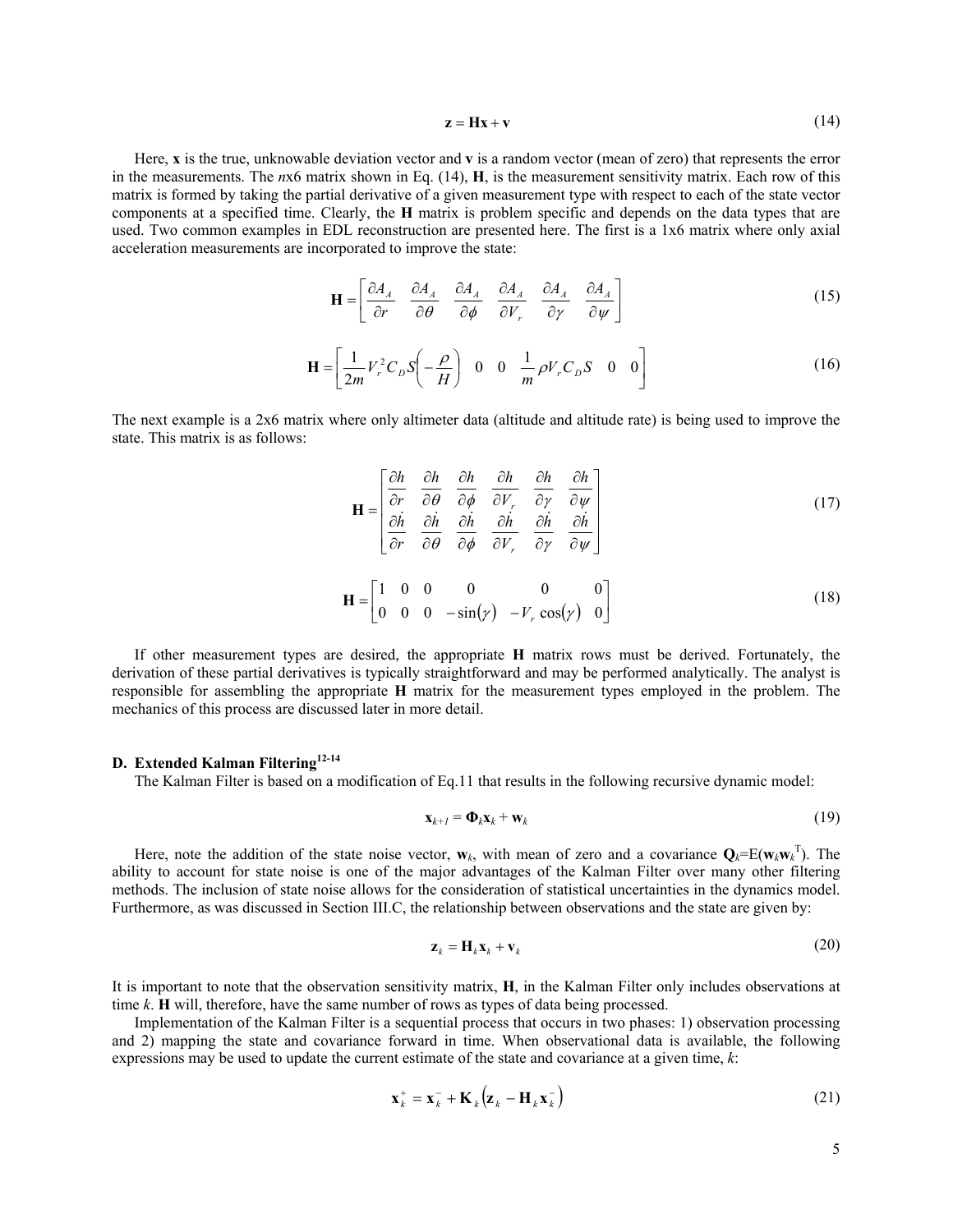$$\mathbf{z} = \mathbf{H}\mathbf{x} + \mathbf{v} \tag{14}$$

Here, **x** is the true, unknowable deviation vector and **v** is a random vector (mean of zero) that represents the error in the measurements. The $n$x6 matrix shown in Eq. (14), **H**, is the measurement sensitivity matrix. Each row of this matrix is formed by taking the partial derivative of a given measurement type with respect to each of the state vector components at a specified time. Clearly, the **H** matrix is problem specific and depends on the data types that are used. Two common examples in EDL reconstruction are presented here. The first is a 1x6 matrix where only axial acceleration measurements are incorporated to improve the state:

$$\mathbf{H} = \begin{bmatrix} \frac{\partial A_A}{\partial r} & \frac{\partial A_A}{\partial \theta} & \frac{\partial A_A}{\partial \phi} & \frac{\partial A_A}{\partial V_r} & \frac{\partial A_A}{\partial \gamma} & \frac{\partial A_A}{\partial \psi} \end{bmatrix} \tag{15}$$

$$\mathbf{H} = \begin{bmatrix} \frac{1}{2m} V_r^2 C_D S \left( -\frac{\rho}{H} \right) & 0 & 0 & \frac{1}{m} \rho V_r C_D S & 0 & 0 \end{bmatrix} \tag{16}$$

The next example is a 2x6 matrix where only altimeter data (altitude and altitude rate) is being used to improve the state. This matrix is as follows:

$$\mathbf{H} = \begin{bmatrix} \frac{\partial h}{\partial r} & \frac{\partial h}{\partial \theta} & \frac{\partial h}{\partial \phi} & \frac{\partial h}{\partial V_r} & \frac{\partial h}{\partial \gamma} & \frac{\partial h}{\partial \psi} \\ \frac{\partial \dot{h}}{\partial r} & \frac{\partial \dot{h}}{\partial \theta} & \frac{\partial \dot{h}}{\partial \phi} & \frac{\partial \dot{h}}{\partial V_r} & \frac{\partial \dot{h}}{\partial \gamma} & \frac{\partial \dot{h}}{\partial \psi} \end{bmatrix} \tag{17}$$

$$\mathbf{H} = \begin{bmatrix} 1 & 0 & 0 & 0 & 0 & 0 \\ 0 & 0 & 0 & -\sin(\gamma) & -V_r \cos(\gamma) & 0 \end{bmatrix} \tag{18}$$

If other measurement types are desired, the appropriate **H** matrix rows must be derived. Fortunately, the derivation of these partial derivatives is typically straightforward and may be performed analytically. The analyst is responsible for assembling the appropriate **H** matrix for the measurement types employed in the problem. The mechanics of this process are discussed later in more detail.

### D. Extended Kalman Filtering[12-14]

The Kalman Filter is based on a modification of Eq.11 that results in the following recursive dynamic model:

$$\mathbf{x}_{k+1} = \mathbf{\Phi}_k \mathbf{x}_k + \mathbf{w}_k \tag{19}$$

Here, note the addition of the state noise vector, $\mathbf{w}_k$, with mean of zero and a covariance $\mathbf{Q}_k = E(\mathbf{w}_k \mathbf{w}_k^T)$. The ability to account for state noise is one of the major advantages of the Kalman Filter over many other filtering methods. The inclusion of state noise allows for the consideration of statistical uncertainties in the dynamics model. Furthermore, as was discussed in Section III.C, the relationship between observations and the state are given by:

$$\mathbf{z}_k = \mathbf{H}_k \mathbf{x}_k + \mathbf{v}_k \tag{20}$$

It is important to note that the observation sensitivity matrix, **H**, in the Kalman Filter only includes observations at time $k$. **H** will, therefore, have the same number of rows as types of data being processed.

Implementation of the Kalman Filter is a sequential process that occurs in two phases: 1) observation processing and 2) mapping the state and covariance forward in time. When observational data is available, the following expressions may be used to update the current estimate of the state and covariance at a given time, $k$:

$$\mathbf{x}_k^+ = \mathbf{x}_k^- + \mathbf{K}_k \left( \mathbf{z}_k - \mathbf{H}_k \mathbf{x}_k^- \right) \tag{21}$$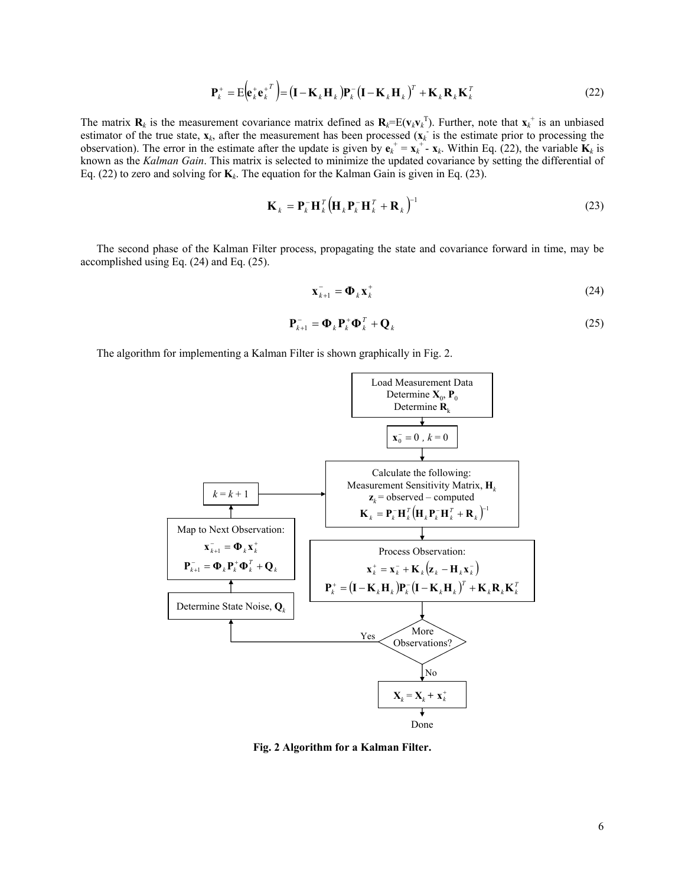$$\mathbf{P}_k^+ = \mathrm{E}\left(\mathbf{e}_k^+ \mathbf{e}_k^{+T}\right) = \left(\mathbf{I} - \mathbf{K}_k \mathbf{H}_k\right)\mathbf{P}_k^- \left(\mathbf{I} - \mathbf{K}_k \mathbf{H}_k\right)^T + \mathbf{K}_k \mathbf{R}_k \mathbf{K}_k^T \tag{22}$$

The matrix $\mathbf{R}_k$ is the measurement covariance matrix defined as $\mathbf{R}_k = \mathrm{E}(\mathbf{v}_k \mathbf{v}_k^T)$. Further, note that $\mathbf{x}_k^+$ is an unbiased estimator of the true state, $\mathbf{x}_k$, after the measurement has been processed ($\mathbf{x}_k^-$ is the estimate prior to processing the observation). The error in the estimate after the update is given by $\mathbf{e}_k^+ = \mathbf{x}_k^+ - \mathbf{x}_k$. Within Eq. (22), the variable $\mathbf{K}_k$ is known as the *Kalman Gain*. This matrix is selected to minimize the updated covariance by setting the differential of Eq. (22) to zero and solving for $\mathbf{K}_k$. The equation for the Kalman Gain is given in Eq. (23).

$$\mathbf{K}_k = \mathbf{P}_k^- \mathbf{H}_k^T \left(\mathbf{H}_k \mathbf{P}_k^- \mathbf{H}_k^T + \mathbf{R}_k\right)^{-1} \tag{23}$$

The second phase of the Kalman Filter process, propagating the state and covariance forward in time, may be accomplished using Eq. (24) and Eq. (25).

$$\mathbf{x}_{k+1}^- = \mathbf{\Phi}_k \mathbf{x}_k^+ \tag{24}$$

$$\mathbf{P}_{k+1}^- = \mathbf{\Phi}_k \mathbf{P}_k^+ \mathbf{\Phi}_k^T + \mathbf{Q}_k \tag{25}$$

The algorithm for implementing a Kalman Filter is shown graphically in Fig. 2.

Load Measurement Data
Determine $\mathbf{X}_0$, $\mathbf{P}_0$
Determine $\mathbf{R}_k$

$\mathbf{x}_0^- = 0$ , $k = 0$

Calculate the following:
Measurement Sensitivity Matrix, $\mathbf{H}_k$
$\mathbf{z}_k$ = observed – computed
$\mathbf{K}_k = \mathbf{P}_k^- \mathbf{H}_k^T \left(\mathbf{H}_k \mathbf{P}_k^- \mathbf{H}_k^T + \mathbf{R}_k\right)^{-1}$

Process Observation:
$\mathbf{x}_k^+ = \mathbf{x}_k^- + \mathbf{K}_k \left(\mathbf{z}_k - \mathbf{H}_k \mathbf{x}_k^-\right)$
$\mathbf{P}_k^+ = \left(\mathbf{I} - \mathbf{K}_k \mathbf{H}_k\right)\mathbf{P}_k^- \left(\mathbf{I} - \mathbf{K}_k \mathbf{H}_k\right)^T + \mathbf{K}_k \mathbf{R}_k \mathbf{K}_k^T$

More Observations?

Yes → Determine State Noise, $\mathbf{Q}_k$ → Map to Next Observation:
$\mathbf{x}_{k+1}^- = \mathbf{\Phi}_k \mathbf{x}_k^+$
$\mathbf{P}_{k+1}^- = \mathbf{\Phi}_k \mathbf{P}_k^+ \mathbf{\Phi}_k^T + \mathbf{Q}_k$
→ $k = k + 1$

No → $\mathbf{X}_k = \mathbf{X}_k + \mathbf{x}_k^+$ → Done

**Fig. 2 Algorithm for a Kalman Filter.**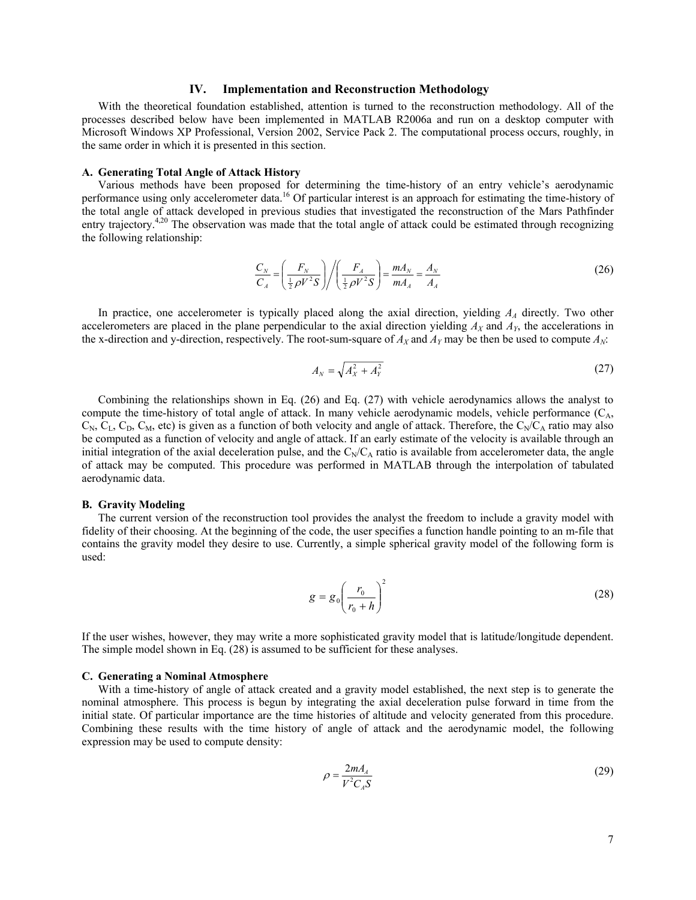## IV. Implementation and Reconstruction Methodology

With the theoretical foundation established, attention is turned to the reconstruction methodology. All of the processes described below have been implemented in MATLAB R2006a and run on a desktop computer with Microsoft Windows XP Professional, Version 2002, Service Pack 2. The computational process occurs, roughly, in the same order in which it is presented in this section.

### A. Generating Total Angle of Attack History

Various methods have been proposed for determining the time-history of an entry vehicle's aerodynamic performance using only accelerometer data.[16] Of particular interest is an approach for estimating the time-history of the total angle of attack developed in previous studies that investigated the reconstruction of the Mars Pathfinder entry trajectory.[4,20] The observation was made that the total angle of attack could be estimated through recognizing the following relationship:

$$\frac{C_N}{C_A} = \left(\frac{F_N}{\frac{1}{2}\rho V^2 S}\right) \bigg/ \left(\frac{F_A}{\frac{1}{2}\rho V^2 S}\right) = \frac{mA_N}{mA_A} = \frac{A_N}{A_A} \tag{26}$$

In practice, one accelerometer is typically placed along the axial direction, yielding $A_A$ directly. Two other accelerometers are placed in the plane perpendicular to the axial direction yielding $A_X$ and $A_Y$, the accelerations in the x-direction and y-direction, respectively. The root-sum-square of $A_X$ and $A_Y$ may be then be used to compute $A_N$:

$$A_N = \sqrt{A_X^2 + A_Y^2} \tag{27}$$

Combining the relationships shown in Eq. (26) and Eq. (27) with vehicle aerodynamics allows the analyst to compute the time-history of total angle of attack. In many vehicle aerodynamic models, vehicle performance ($C_A$, $C_N$, $C_L$, $C_D$, $C_M$, etc) is given as a function of both velocity and angle of attack. Therefore, the $C_N/C_A$ ratio may also be computed as a function of velocity and angle of attack. If an early estimate of the velocity is available through an initial integration of the axial deceleration pulse, and the $C_N/C_A$ ratio is available from accelerometer data, the angle of attack may be computed. This procedure was performed in MATLAB through the interpolation of tabulated aerodynamic data.

### B. Gravity Modeling

The current version of the reconstruction tool provides the analyst the freedom to include a gravity model with fidelity of their choosing. At the beginning of the code, the user specifies a function handle pointing to an m-file that contains the gravity model they desire to use. Currently, a simple spherical gravity model of the following form is used:

$$g = g_0 \left(\frac{r_0}{r_0 + h}\right)^2 \tag{28}$$

If the user wishes, however, they may write a more sophisticated gravity model that is latitude/longitude dependent. The simple model shown in Eq. (28) is assumed to be sufficient for these analyses.

### C. Generating a Nominal Atmosphere

With a time-history of angle of attack created and a gravity model established, the next step is to generate the nominal atmosphere. This process is begun by integrating the axial deceleration pulse forward in time from the initial state. Of particular importance are the time histories of altitude and velocity generated from this procedure. Combining these results with the time history of angle of attack and the aerodynamic model, the following expression may be used to compute density:

$$\rho = \frac{2mA_A}{V^2 C_A S} \tag{29}$$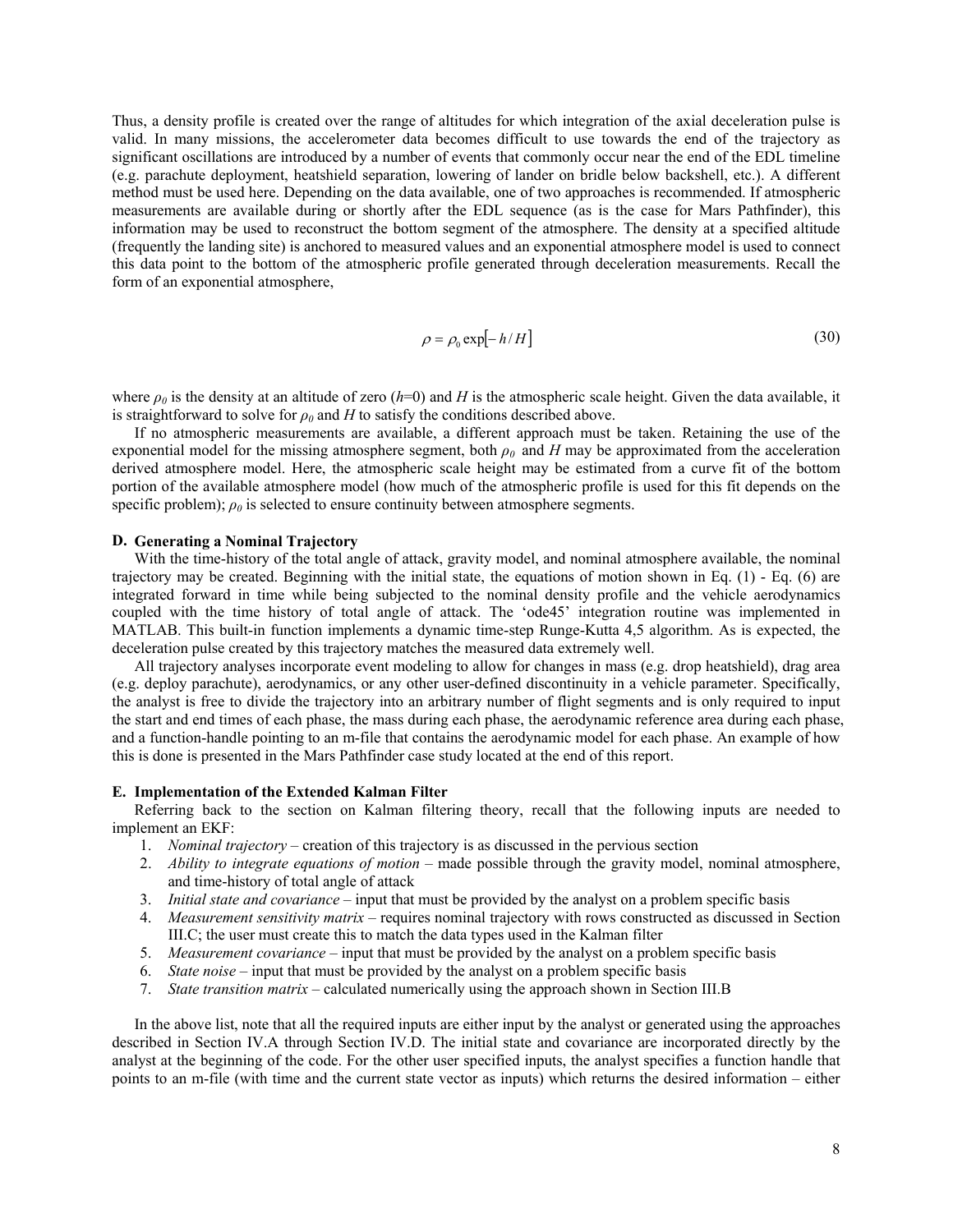Thus, a density profile is created over the range of altitudes for which integration of the axial deceleration pulse is valid. In many missions, the accelerometer data becomes difficult to use towards the end of the trajectory as significant oscillations are introduced by a number of events that commonly occur near the end of the EDL timeline (e.g. parachute deployment, heatshield separation, lowering of lander on bridle below backshell, etc.). A different method must be used here. Depending on the data available, one of two approaches is recommended. If atmospheric measurements are available during or shortly after the EDL sequence (as is the case for Mars Pathfinder), this information may be used to reconstruct the bottom segment of the atmosphere. The density at a specified altitude (frequently the landing site) is anchored to measured values and an exponential atmosphere model is used to connect this data point to the bottom of the atmospheric profile generated through deceleration measurements. Recall the form of an exponential atmosphere,

$$\rho = \rho_0 \exp[-h/H] \tag{30}$$

where $\rho_0$ is the density at an altitude of zero ($h$=0) and $H$ is the atmospheric scale height. Given the data available, it is straightforward to solve for $\rho_0$ and $H$ to satisfy the conditions described above.

If no atmospheric measurements are available, a different approach must be taken. Retaining the use of the exponential model for the missing atmosphere segment, both $\rho_0$ and $H$ may be approximated from the acceleration derived atmosphere model. Here, the atmospheric scale height may be estimated from a curve fit of the bottom portion of the available atmosphere model (how much of the atmospheric profile is used for this fit depends on the specific problem); $\rho_0$ is selected to ensure continuity between atmosphere segments.

### D. Generating a Nominal Trajectory

With the time-history of the total angle of attack, gravity model, and nominal atmosphere available, the nominal trajectory may be created. Beginning with the initial state, the equations of motion shown in Eq. (1) - Eq. (6) are integrated forward in time while being subjected to the nominal density profile and the vehicle aerodynamics coupled with the time history of total angle of attack. The 'ode45' integration routine was implemented in MATLAB. This built-in function implements a dynamic time-step Runge-Kutta 4,5 algorithm. As is expected, the deceleration pulse created by this trajectory matches the measured data extremely well.

All trajectory analyses incorporate event modeling to allow for changes in mass (e.g. drop heatshield), drag area (e.g. deploy parachute), aerodynamics, or any other user-defined discontinuity in a vehicle parameter. Specifically, the analyst is free to divide the trajectory into an arbitrary number of flight segments and is only required to input the start and end times of each phase, the mass during each phase, the aerodynamic reference area during each phase, and a function-handle pointing to an m-file that contains the aerodynamic model for each phase. An example of how this is done is presented in the Mars Pathfinder case study located at the end of this report.

### E. Implementation of the Extended Kalman Filter

Referring back to the section on Kalman filtering theory, recall that the following inputs are needed to implement an EKF:

1. *Nominal trajectory* – creation of this trajectory is as discussed in the pervious section
2. *Ability to integrate equations of motion* – made possible through the gravity model, nominal atmosphere, and time-history of total angle of attack
3. *Initial state and covariance* – input that must be provided by the analyst on a problem specific basis
4. *Measurement sensitivity matrix* – requires nominal trajectory with rows constructed as discussed in Section III.C; the user must create this to match the data types used in the Kalman filter
5. *Measurement covariance* – input that must be provided by the analyst on a problem specific basis
6. *State noise* – input that must be provided by the analyst on a problem specific basis
7. *State transition matrix* – calculated numerically using the approach shown in Section III.B

In the above list, note that all the required inputs are either input by the analyst or generated using the approaches described in Section IV.A through Section IV.D. The initial state and covariance are incorporated directly by the analyst at the beginning of the code. For the other user specified inputs, the analyst specifies a function handle that points to an m-file (with time and the current state vector as inputs) which returns the desired information – either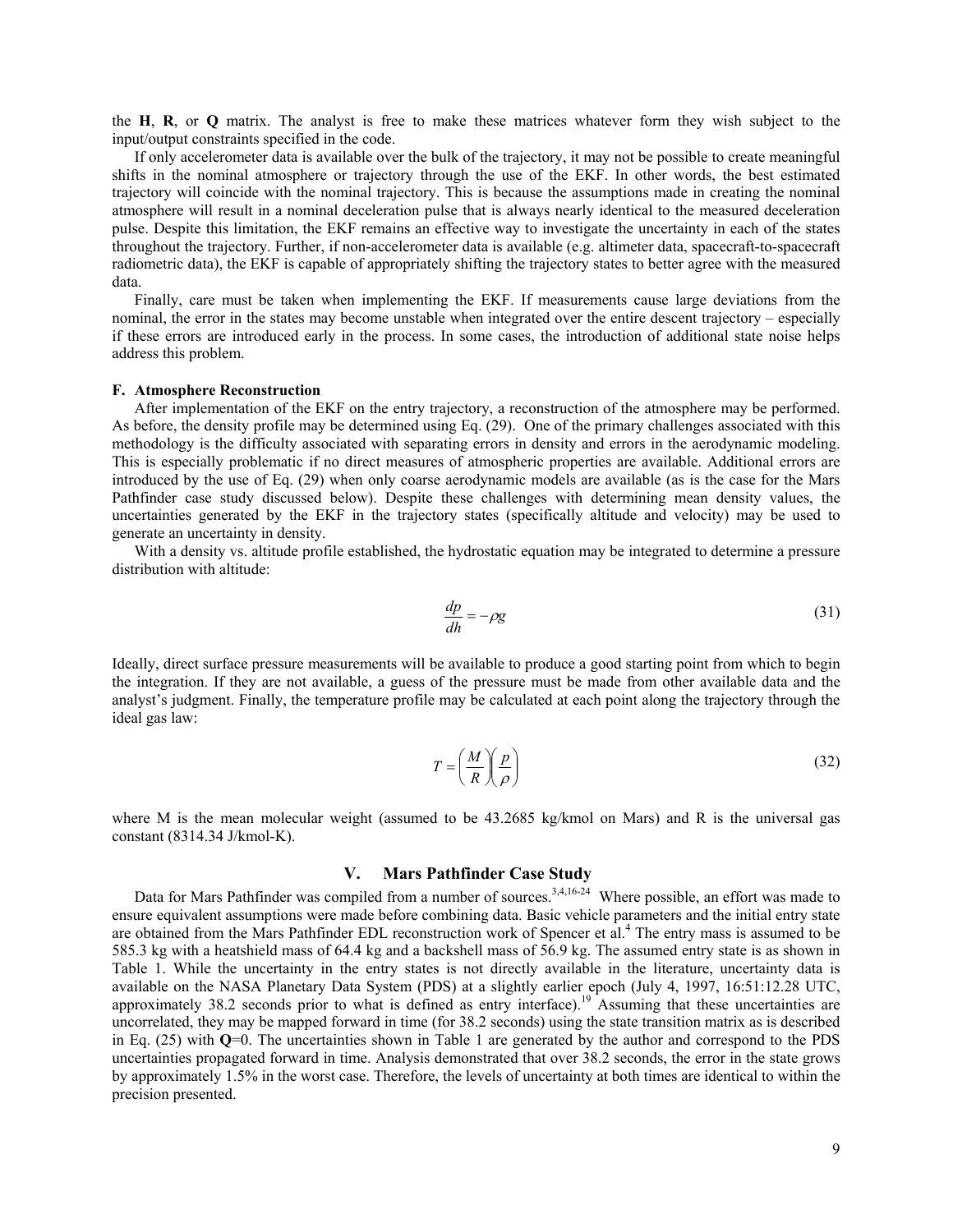the **H**, **R**, or **Q** matrix. The analyst is free to make these matrices whatever form they wish subject to the input/output constraints specified in the code.

If only accelerometer data is available over the bulk of the trajectory, it may not be possible to create meaningful shifts in the nominal atmosphere or trajectory through the use of the EKF. In other words, the best estimated trajectory will coincide with the nominal trajectory. This is because the assumptions made in creating the nominal atmosphere will result in a nominal deceleration pulse that is always nearly identical to the measured deceleration pulse. Despite this limitation, the EKF remains an effective way to investigate the uncertainty in each of the states throughout the trajectory. Further, if non-accelerometer data is available (e.g. altimeter data, spacecraft-to-spacecraft radiometric data), the EKF is capable of appropriately shifting the trajectory states to better agree with the measured data.

Finally, care must be taken when implementing the EKF. If measurements cause large deviations from the nominal, the error in the states may become unstable when integrated over the entire descent trajectory – especially if these errors are introduced early in the process. In some cases, the introduction of additional state noise helps address this problem.

### F. Atmosphere Reconstruction

After implementation of the EKF on the entry trajectory, a reconstruction of the atmosphere may be performed. As before, the density profile may be determined using Eq. (29). One of the primary challenges associated with this methodology is the difficulty associated with separating errors in density and errors in the aerodynamic modeling. This is especially problematic if no direct measures of atmospheric properties are available. Additional errors are introduced by the use of Eq. (29) when only coarse aerodynamic models are available (as is the case for the Mars Pathfinder case study discussed below). Despite these challenges with determining mean density values, the uncertainties generated by the EKF in the trajectory states (specifically altitude and velocity) may be used to generate an uncertainty in density.

With a density vs. altitude profile established, the hydrostatic equation may be integrated to determine a pressure distribution with altitude:

$$\frac{dp}{dh} = -\rho g \tag{31}$$

Ideally, direct surface pressure measurements will be available to produce a good starting point from which to begin the integration. If they are not available, a guess of the pressure must be made from other available data and the analyst's judgment. Finally, the temperature profile may be calculated at each point along the trajectory through the ideal gas law:

$$T = \left(\frac{M}{R}\right)\left(\frac{p}{\rho}\right) \tag{32}$$

where M is the mean molecular weight (assumed to be 43.2685 kg/kmol on Mars) and R is the universal gas constant (8314.34 J/kmol-K).

## V. Mars Pathfinder Case Study

Data for Mars Pathfinder was compiled from a number of sources.[3,4,16-24] Where possible, an effort was made to ensure equivalent assumptions were made before combining data. Basic vehicle parameters and the initial entry state are obtained from the Mars Pathfinder EDL reconstruction work of Spencer et al.[4] The entry mass is assumed to be 585.3 kg with a heatshield mass of 64.4 kg and a backshell mass of 56.9 kg. The assumed entry state is as shown in Table 1. While the uncertainty in the entry states is not directly available in the literature, uncertainty data is available on the NASA Planetary Data System (PDS) at a slightly earlier epoch (July 4, 1997, 16:51:12.28 UTC, approximately 38.2 seconds prior to what is defined as entry interface).[19] Assuming that these uncertainties are uncorrelated, they may be mapped forward in time (for 38.2 seconds) using the state transition matrix as is described in Eq. (25) with **Q**=0. The uncertainties shown in Table 1 are generated by the author and correspond to the PDS uncertainties propagated forward in time. Analysis demonstrated that over 38.2 seconds, the error in the state grows by approximately 1.5% in the worst case. Therefore, the levels of uncertainty at both times are identical to within the precision presented.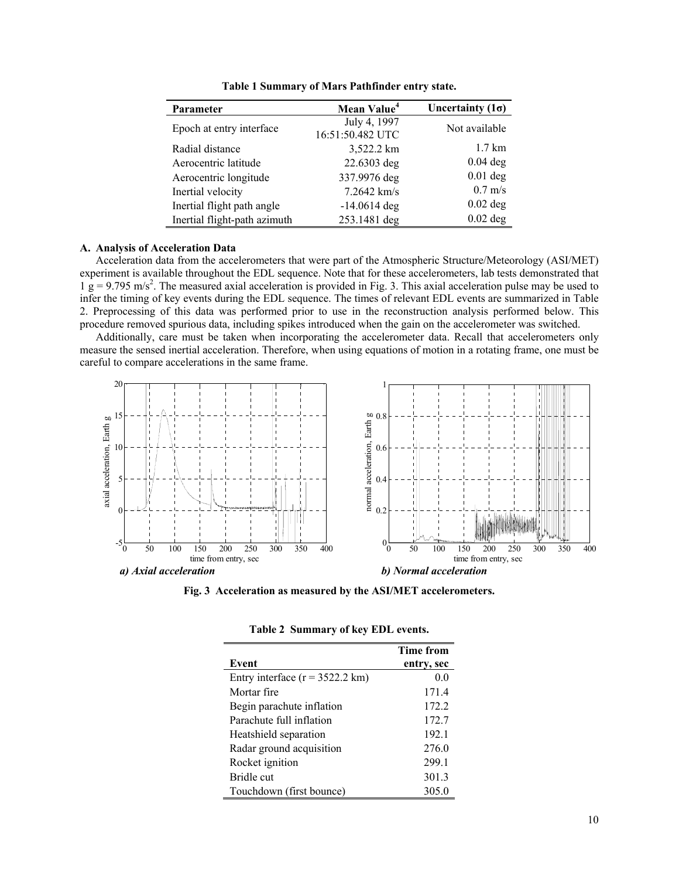**Table 1 Summary of Mars Pathfinder entry state.**

| Parameter | Mean Value[4] | Uncertainty (1σ) |
|---|---|---|
| Epoch at entry interface | July 4, 1997 16:51:50.482 UTC | Not available |
| Radial distance | 3,522.2 km | 1.7 km |
| Aerocentric latitude | 22.6303 deg | 0.04 deg |
| Aerocentric longitude | 337.9976 deg | 0.01 deg |
| Inertial velocity | 7.2642 km/s | 0.7 m/s |
| Inertial flight path angle | -14.0614 deg | 0.02 deg |
| Inertial flight-path azimuth | 253.1481 deg | 0.02 deg |

### A. Analysis of Acceleration Data

Acceleration data from the accelerometers that were part of the Atmospheric Structure/Meteorology (ASI/MET) experiment is available throughout the EDL sequence. Note that for these accelerometers, lab tests demonstrated that 1 g = 9.795 m/s$^2$. The measured axial acceleration is provided in Fig. 3. This axial acceleration pulse may be used to infer the timing of key events during the EDL sequence. The times of relevant EDL events are summarized in Table 2. Preprocessing of this data was performed prior to use in the reconstruction analysis performed below. This procedure removed spurious data, including spikes introduced when the gain on the accelerometer was switched.

Additionally, care must be taken when incorporating the accelerometer data. Recall that accelerometers only measure the sensed inertial acceleration. Therefore, when using equations of motion in a rotating frame, one must be careful to compare accelerations in the same frame.

*a) Axial acceleration* *b) Normal acceleration*

**Fig. 3 Acceleration as measured by the ASI/MET accelerometers.**

**Table 2 Summary of key EDL events.**

| Event | Time from entry, sec |
|---|---|
| Entry interface (r = 3522.2 km) | 0.0 |
| Mortar fire | 171.4 |
| Begin parachute inflation | 172.2 |
| Parachute full inflation | 172.7 |
| Heatshield separation | 192.1 |
| Radar ground acquisition | 276.0 |
| Rocket ignition | 299.1 |
| Bridle cut | 301.3 |
| Touchdown (first bounce) | 305.0 |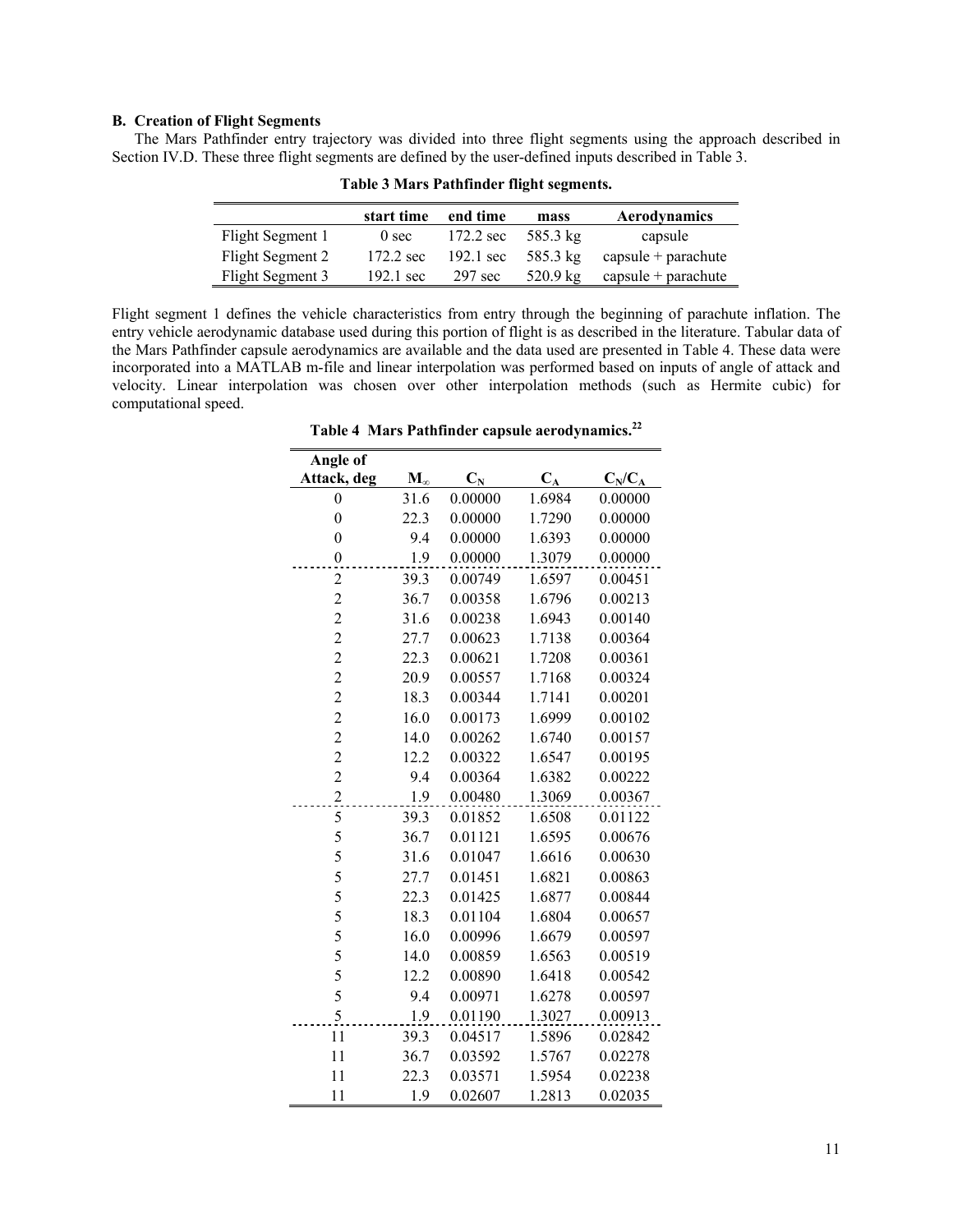### B. Creation of Flight Segments

The Mars Pathfinder entry trajectory was divided into three flight segments using the approach described in Section IV.D. These three flight segments are defined by the user-defined inputs described in Table 3.

**Table 3 Mars Pathfinder flight segments.**

| | start time | end time | mass | Aerodynamics |
|---|---|---|---|---|
| Flight Segment 1 | 0 sec | 172.2 sec | 585.3 kg | capsule |
| Flight Segment 2 | 172.2 sec | 192.1 sec | 585.3 kg | capsule + parachute |
| Flight Segment 3 | 192.1 sec | 297 sec | 520.9 kg | capsule + parachute |

Flight segment 1 defines the vehicle characteristics from entry through the beginning of parachute inflation. The entry vehicle aerodynamic database used during this portion of flight is as described in the literature. Tabular data of the Mars Pathfinder capsule aerodynamics are available and the data used are presented in Table 4. These data were incorporated into a MATLAB m-file and linear interpolation was performed based on inputs of angle of attack and velocity. Linear interpolation was chosen over other interpolation methods (such as Hermite cubic) for computational speed.

**Table 4 Mars Pathfinder capsule aerodynamics.[22]**

| Angle of Attack, deg | $M_\infty$ | $C_N$ | $C_A$ | $C_N/C_A$ |
|---|---|---|---|---|
| 0 | 31.6 | 0.00000 | 1.6984 | 0.00000 |
| 0 | 22.3 | 0.00000 | 1.7290 | 0.00000 |
| 0 | 9.4 | 0.00000 | 1.6393 | 0.00000 |
| 0 | 1.9 | 0.00000 | 1.3079 | 0.00000 |
| 2 | 39.3 | 0.00749 | 1.6597 | 0.00451 |
| 2 | 36.7 | 0.00358 | 1.6796 | 0.00213 |
| 2 | 31.6 | 0.00238 | 1.6943 | 0.00140 |
| 2 | 27.7 | 0.00623 | 1.7138 | 0.00364 |
| 2 | 22.3 | 0.00621 | 1.7208 | 0.00361 |
| 2 | 20.9 | 0.00557 | 1.7168 | 0.00324 |
| 2 | 18.3 | 0.00344 | 1.7141 | 0.00201 |
| 2 | 16.0 | 0.00173 | 1.6999 | 0.00102 |
| 2 | 14.0 | 0.00262 | 1.6740 | 0.00157 |
| 2 | 12.2 | 0.00322 | 1.6547 | 0.00195 |
| 2 | 9.4 | 0.00364 | 1.6382 | 0.00222 |
| 2 | 1.9 | 0.00480 | 1.3069 | 0.00367 |
| 5 | 39.3 | 0.01852 | 1.6508 | 0.01122 |
| 5 | 36.7 | 0.01121 | 1.6595 | 0.00676 |
| 5 | 31.6 | 0.01047 | 1.6616 | 0.00630 |
| 5 | 27.7 | 0.01451 | 1.6821 | 0.00863 |
| 5 | 22.3 | 0.01425 | 1.6877 | 0.00844 |
| 5 | 18.3 | 0.01104 | 1.6804 | 0.00657 |
| 5 | 16.0 | 0.00996 | 1.6679 | 0.00597 |
| 5 | 14.0 | 0.00859 | 1.6563 | 0.00519 |
| 5 | 12.2 | 0.00890 | 1.6418 | 0.00542 |
| 5 | 9.4 | 0.00971 | 1.6278 | 0.00597 |
| 5 | 1.9 | 0.01190 | 1.3027 | 0.00913 |
| 11 | 39.3 | 0.04517 | 1.5896 | 0.02842 |
| 11 | 36.7 | 0.03592 | 1.5767 | 0.02278 |
| 11 | 22.3 | 0.03571 | 1.5954 | 0.02238 |
| 11 | 1.9 | 0.02607 | 1.2813 | 0.02035 |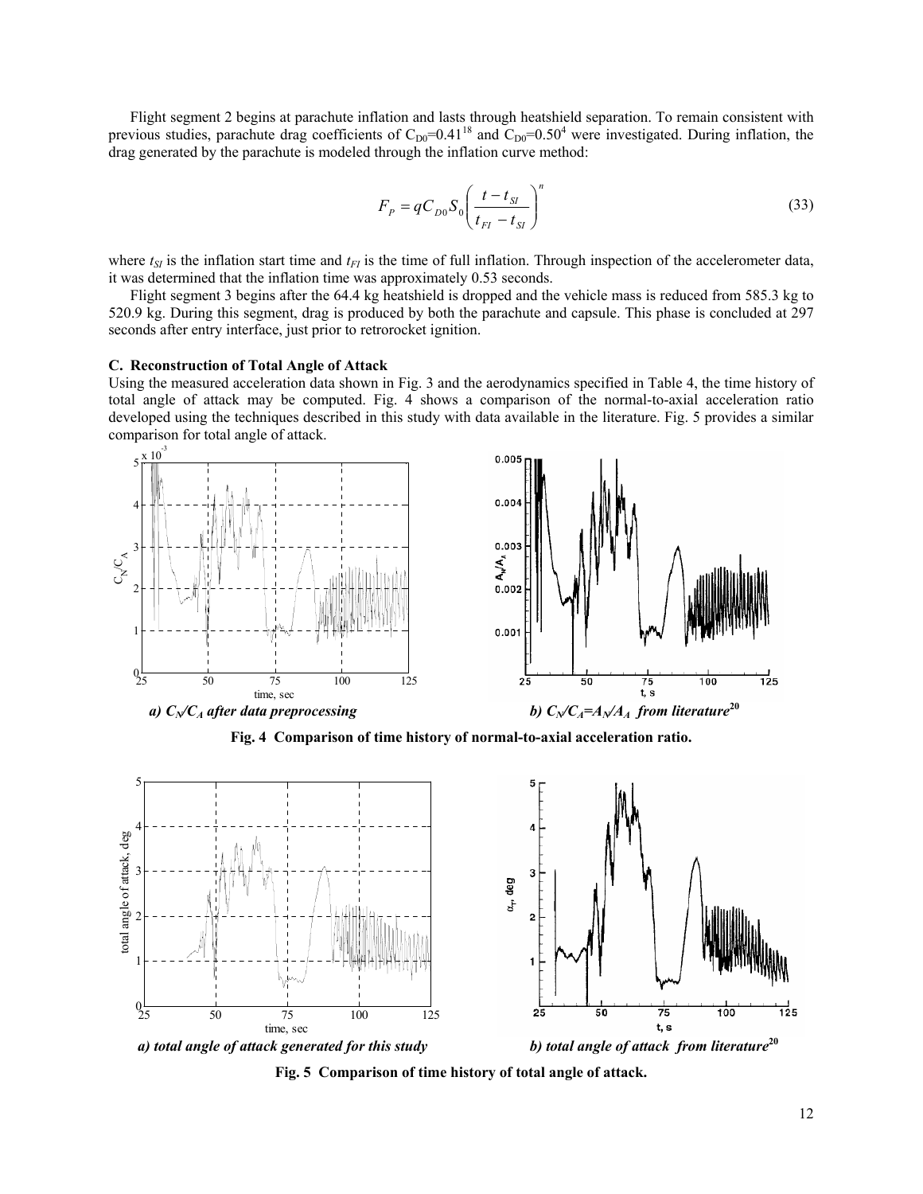Flight segment 2 begins at parachute inflation and lasts through heatshield separation. To remain consistent with previous studies, parachute drag coefficients of $C_{D0}$=0.41[18] and $C_{D0}$=0.50[4] were investigated. During inflation, the drag generated by the parachute is modeled through the inflation curve method:

$$F_P = qC_{D0}S_0\left(\frac{t - t_{SI}}{t_{FI} - t_{SI}}\right)^n \tag{33}$$

where $t_{SI}$ is the inflation start time and $t_{FI}$ is the time of full inflation. Through inspection of the accelerometer data, it was determined that the inflation time was approximately 0.53 seconds.

Flight segment 3 begins after the 64.4 kg heatshield is dropped and the vehicle mass is reduced from 585.3 kg to 520.9 kg. During this segment, drag is produced by both the parachute and capsule. This phase is concluded at 297 seconds after entry interface, just prior to retrorocket ignition.

### C. Reconstruction of Total Angle of Attack

Using the measured acceleration data shown in Fig. 3 and the aerodynamics specified in Table 4, the time history of total angle of attack may be computed. Fig. 4 shows a comparison of the normal-to-axial acceleration ratio developed using the techniques described in this study with data available in the literature. Fig. 5 provides a similar comparison for total angle of attack.

*a) $C_N/C_A$ after data preprocessing*

*b) $C_N/C_A=A_N/A_A$ from literature[20]*

**Fig. 4 Comparison of time history of normal-to-axial acceleration ratio.**

*a) total angle of attack generated for this study*

*b) total angle of attack from literature[20]*

**Fig. 5 Comparison of time history of total angle of attack.**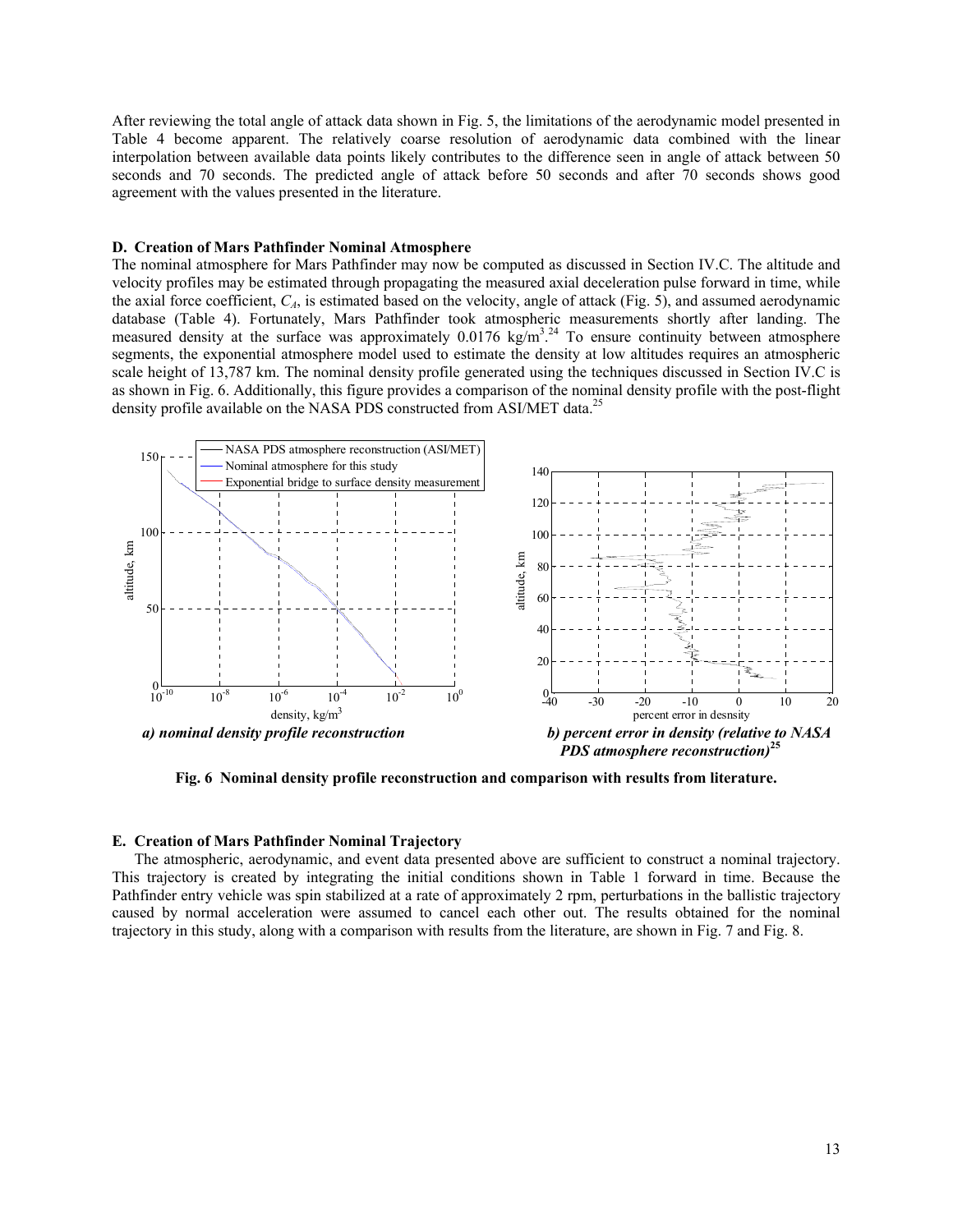After reviewing the total angle of attack data shown in Fig. 5, the limitations of the aerodynamic model presented in Table 4 become apparent. The relatively coarse resolution of aerodynamic data combined with the linear interpolation between available data points likely contributes to the difference seen in angle of attack between 50 seconds and 70 seconds. The predicted angle of attack before 50 seconds and after 70 seconds shows good agreement with the values presented in the literature.

### D. Creation of Mars Pathfinder Nominal Atmosphere

The nominal atmosphere for Mars Pathfinder may now be computed as discussed in Section IV.C. The altitude and velocity profiles may be estimated through propagating the measured axial deceleration pulse forward in time, while the axial force coefficient, $C_A$, is estimated based on the velocity, angle of attack (Fig. 5), and assumed aerodynamic database (Table 4). Fortunately, Mars Pathfinder took atmospheric measurements shortly after landing. The measured density at the surface was approximately 0.0176 kg/m$^3$.[24] To ensure continuity between atmosphere segments, the exponential atmosphere model used to estimate the density at low altitudes requires an atmospheric scale height of 13,787 km. The nominal density profile generated using the techniques discussed in Section IV.C is as shown in Fig. 6. Additionally, this figure provides a comparison of the nominal density profile with the post-flight density profile available on the NASA PDS constructed from ASI/MET data.[25]

*a) nominal density profile reconstruction*

*b) percent error in density (relative to NASA PDS atmosphere reconstruction)*[25]

**Fig. 6 Nominal density profile reconstruction and comparison with results from literature.**

### E. Creation of Mars Pathfinder Nominal Trajectory

The atmospheric, aerodynamic, and event data presented above are sufficient to construct a nominal trajectory. This trajectory is created by integrating the initial conditions shown in Table 1 forward in time. Because the Pathfinder entry vehicle was spin stabilized at a rate of approximately 2 rpm, perturbations in the ballistic trajectory caused by normal acceleration were assumed to cancel each other out. The results obtained for the nominal trajectory in this study, along with a comparison with results from the literature, are shown in Fig. 7 and Fig. 8.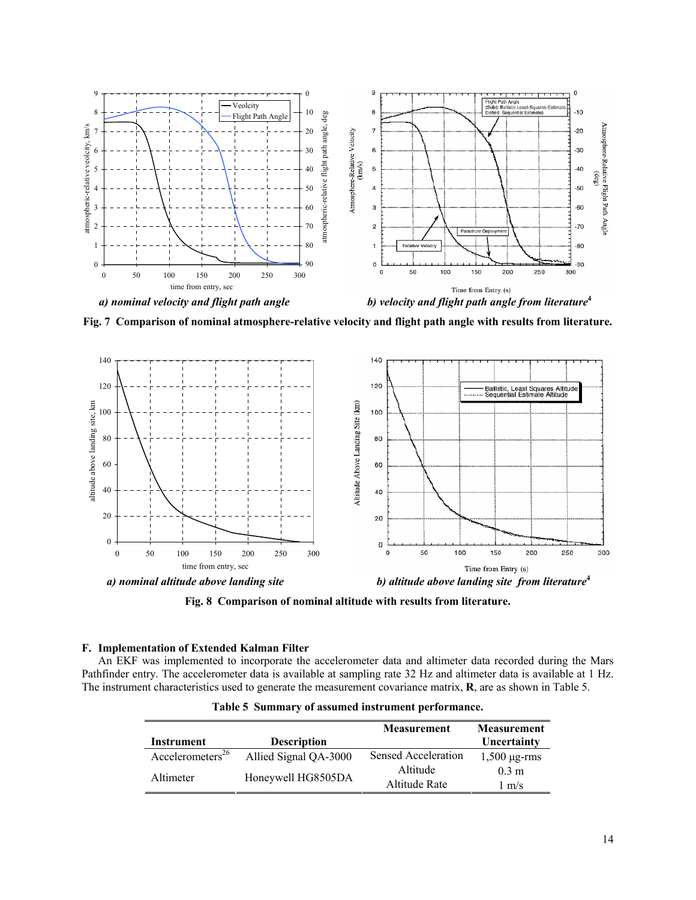*a) nominal velocity and flight path angle* *b) velocity and flight path angle from literature*[4]

**Fig. 7 Comparison of nominal atmosphere-relative velocity and flight path angle with results from literature.**

*a) nominal altitude above landing site* *b) altitude above landing site from literature*[4]

**Fig. 8 Comparison of nominal altitude with results from literature.**

### F. Implementation of Extended Kalman Filter

An EKF was implemented to incorporate the accelerometer data and altimeter data recorded during the Mars Pathfinder entry. The accelerometer data is available at sampling rate 32 Hz and altimeter data is available at 1 Hz. The instrument characteristics used to generate the measurement covariance matrix, **R**, are as shown in Table 5.

**Table 5 Summary of assumed instrument performance.**

| Instrument | Description | Measurement | Measurement Uncertainty |
|---|---|---|---|
| Accelerometers[26] | Allied Signal QA-3000 | Sensed Acceleration | 1,500 μg-rms |
| Altimeter | Honeywell HG8505DA | Altitude | 0.3 m |
| | | Altitude Rate | 1 m/s |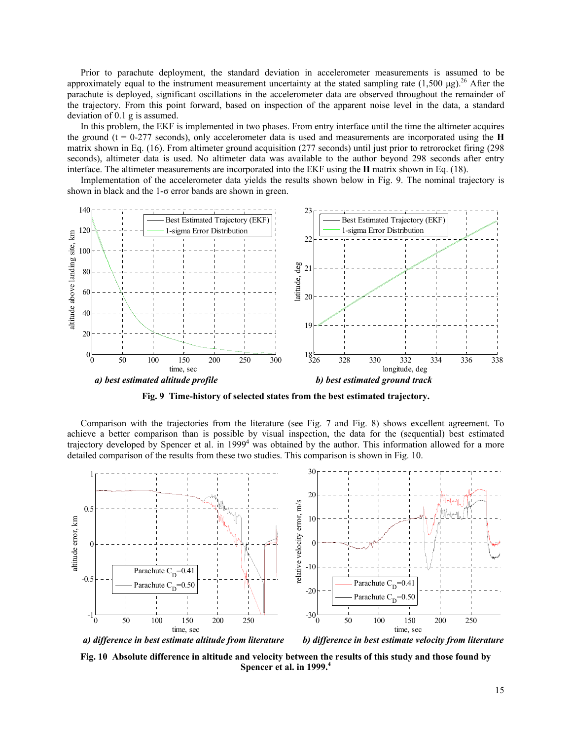Prior to parachute deployment, the standard deviation in accelerometer measurements is assumed to be approximately equal to the instrument measurement uncertainty at the stated sampling rate (1,500 μg).[26] After the parachute is deployed, significant oscillations in the accelerometer data are observed throughout the remainder of the trajectory. From this point forward, based on inspection of the apparent noise level in the data, a standard deviation of 0.1 g is assumed.

In this problem, the EKF is implemented in two phases. From entry interface until the time the altimeter acquires the ground (t = 0-277 seconds), only accelerometer data is used and measurements are incorporated using the **H** matrix shown in Eq. (16). From altimeter ground acquisition (277 seconds) until just prior to retrorocket firing (298 seconds), altimeter data is used. No altimeter data was available to the author beyond 298 seconds after entry interface. The altimeter measurements are incorporated into the EKF using the **H** matrix shown in Eq. (18).

Implementation of the accelerometer data yields the results shown below in Fig. 9. The nominal trajectory is shown in black and the 1-σ error bands are shown in green.

***a) best estimated altitude profile*** ***b) best estimated ground track***

**Fig. 9 Time-history of selected states from the best estimated trajectory.**

Comparison with the trajectories from the literature (see Fig. 7 and Fig. 8) shows excellent agreement. To achieve a better comparison than is possible by visual inspection, the data for the (sequential) best estimated trajectory developed by Spencer et al. in 1999[4] was obtained by the author. This information allowed for a more detailed comparison of the results from these two studies. This comparison is shown in Fig. 10.

***a) difference in best estimate altitude from literature*** ***b) difference in best estimate velocity from literature***

**Fig. 10 Absolute difference in altitude and velocity between the results of this study and those found by Spencer et al. in 1999.[4]**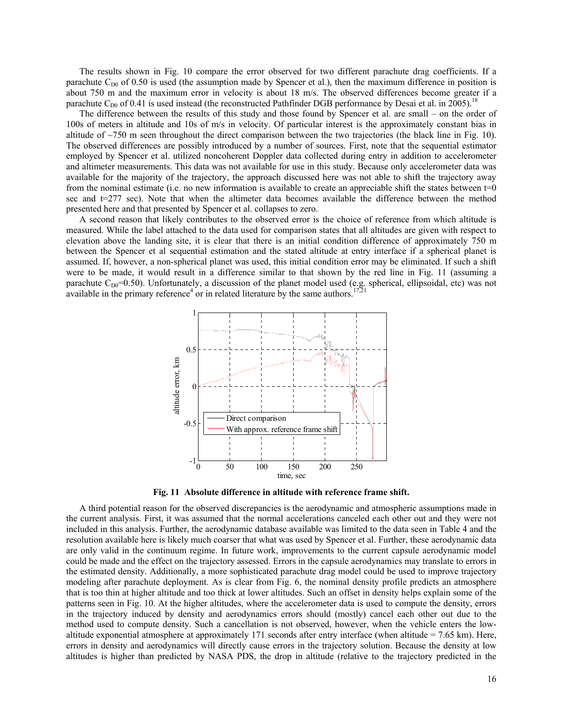The results shown in Fig. 10 compare the error observed for two different parachute drag coefficients. If a parachute $C_{D0}$ of 0.50 is used (the assumption made by Spencer et al.), then the maximum difference in position is about 750 m and the maximum error in velocity is about 18 m/s. The observed differences become greater if a parachute $C_{D0}$ of 0.41 is used instead (the reconstructed Pathfinder DGB performance by Desai et al. in 2005).[18]

The difference between the results of this study and those found by Spencer et al. are small – on the order of 100s of meters in altitude and 10s of m/s in velocity. Of particular interest is the approximately constant bias in altitude of ~750 m seen throughout the direct comparison between the two trajectories (the black line in Fig. 10). The observed differences are possibly introduced by a number of sources. First, note that the sequential estimator employed by Spencer et al. utilized noncoherent Doppler data collected during entry in addition to accelerometer and altimeter measurements. This data was not available for use in this study. Because only accelerometer data was available for the majority of the trajectory, the approach discussed here was not able to shift the trajectory away from the nominal estimate (i.e. no new information is available to create an appreciable shift the states between t=0 sec and t=277 sec). Note that when the altimeter data becomes available the difference between the method presented here and that presented by Spencer et al. collapses to zero.

A second reason that likely contributes to the observed error is the choice of reference from which altitude is measured. While the label attached to the data used for comparison states that all altitudes are given with respect to elevation above the landing site, it is clear that there is an initial condition difference of approximately 750 m between the Spencer et al sequential estimation and the stated altitude at entry interface if a spherical planet is assumed. If, however, a non-spherical planet was used, this initial condition error may be eliminated. If such a shift were to be made, it would result in a difference similar to that shown by the red line in Fig. 11 (assuming a parachute $C_{D0}$=0.50). Unfortunately, a discussion of the planet model used (e.g. spherical, ellipsoidal, etc) was not available in the primary reference[4] or in related literature by the same authors.[17,21]

**Fig. 11 Absolute difference in altitude with reference frame shift.**

A third potential reason for the observed discrepancies is the aerodynamic and atmospheric assumptions made in the current analysis. First, it was assumed that the normal accelerations canceled each other out and they were not included in this analysis. Further, the aerodynamic database available was limited to the data seen in Table 4 and the resolution available here is likely much coarser that what was used by Spencer et al. Further, these aerodynamic data are only valid in the continuum regime. In future work, improvements to the current capsule aerodynamic model could be made and the effect on the trajectory assessed. Errors in the capsule aerodynamics may translate to errors in the estimated density. Additionally, a more sophisticated parachute drag model could be used to improve trajectory modeling after parachute deployment. As is clear from Fig. 6, the nominal density profile predicts an atmosphere that is too thin at higher altitude and too thick at lower altitudes. Such an offset in density helps explain some of the patterns seen in Fig. 10. At the higher altitudes, where the accelerometer data is used to compute the density, errors in the trajectory induced by density and aerodynamics errors should (mostly) cancel each other out due to the method used to compute density. Such a cancellation is not observed, however, when the vehicle enters the low-altitude exponential atmosphere at approximately 171 seconds after entry interface (when altitude = 7.65 km). Here, errors in density and aerodynamics will directly cause errors in the trajectory solution. Because the density at low altitudes is higher than predicted by NASA PDS, the drop in altitude (relative to the trajectory predicted in the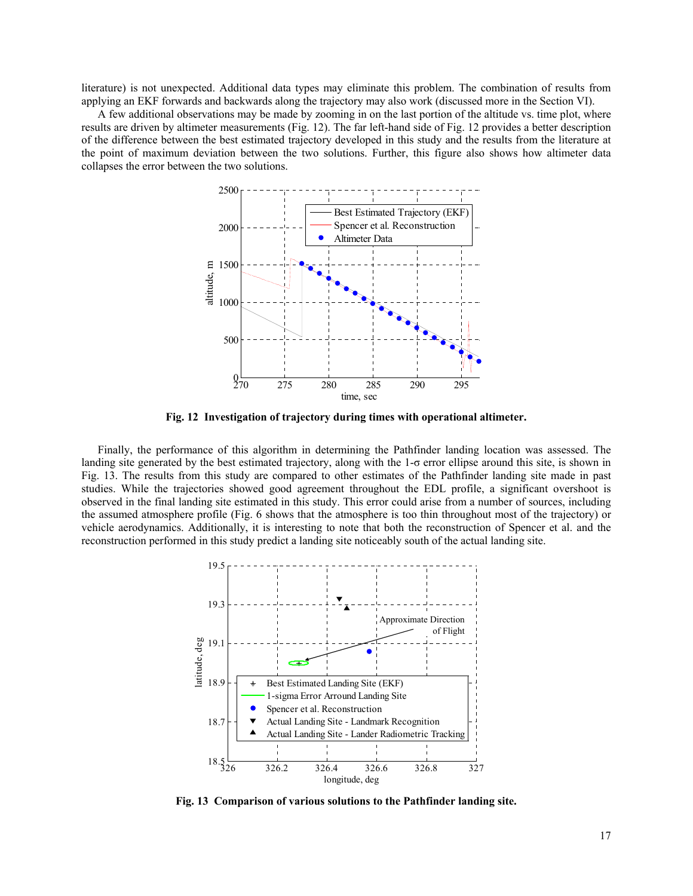literature) is not unexpected. Additional data types may eliminate this problem. The combination of results from applying an EKF forwards and backwards along the trajectory may also work (discussed more in the Section VI).

A few additional observations may be made by zooming in on the last portion of the altitude vs. time plot, where results are driven by altimeter measurements (Fig. 12). The far left-hand side of Fig. 12 provides a better description of the difference between the best estimated trajectory developed in this study and the results from the literature at the point of maximum deviation between the two solutions. Further, this figure also shows how altimeter data collapses the error between the two solutions.

**Fig. 12 Investigation of trajectory during times with operational altimeter.**

Finally, the performance of this algorithm in determining the Pathfinder landing location was assessed. The landing site generated by the best estimated trajectory, along with the 1-σ error ellipse around this site, is shown in Fig. 13. The results from this study are compared to other estimates of the Pathfinder landing site made in past studies. While the trajectories showed good agreement throughout the EDL profile, a significant overshoot is observed in the final landing site estimated in this study. This error could arise from a number of sources, including the assumed atmosphere profile (Fig. 6 shows that the atmosphere is too thin throughout most of the trajectory) or vehicle aerodynamics. Additionally, it is interesting to note that both the reconstruction of Spencer et al. and the reconstruction performed in this study predict a landing site noticeably south of the actual landing site.

**Fig. 13 Comparison of various solutions to the Pathfinder landing site.**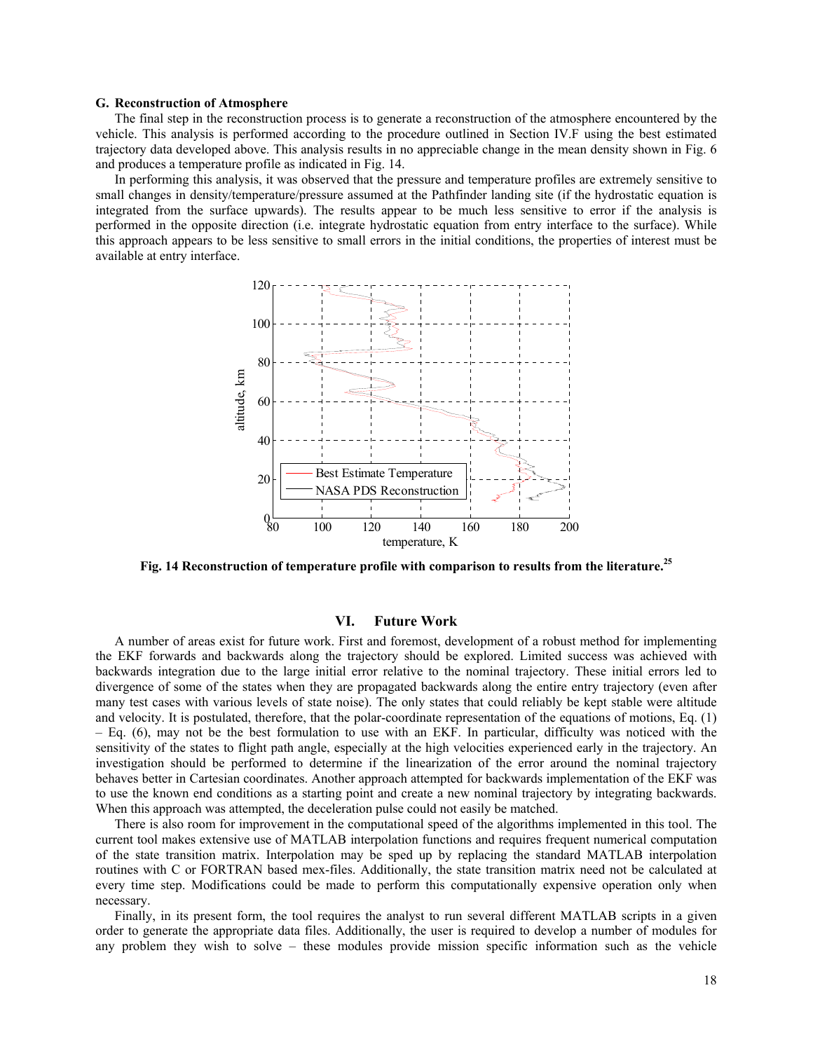### G. Reconstruction of Atmosphere

The final step in the reconstruction process is to generate a reconstruction of the atmosphere encountered by the vehicle. This analysis is performed according to the procedure outlined in Section IV.F using the best estimated trajectory data developed above. This analysis results in no appreciable change in the mean density shown in Fig. 6 and produces a temperature profile as indicated in Fig. 14.

In performing this analysis, it was observed that the pressure and temperature profiles are extremely sensitive to small changes in density/temperature/pressure assumed at the Pathfinder landing site (if the hydrostatic equation is integrated from the surface upwards). The results appear to be much less sensitive to error if the analysis is performed in the opposite direction (i.e. integrate hydrostatic equation from entry interface to the surface). While this approach appears to be less sensitive to small errors in the initial conditions, the properties of interest must be available at entry interface.

**Fig. 14 Reconstruction of temperature profile with comparison to results from the literature.[25]**

## VI. Future Work

A number of areas exist for future work. First and foremost, development of a robust method for implementing the EKF forwards and backwards along the trajectory should be explored. Limited success was achieved with backwards integration due to the large initial error relative to the nominal trajectory. These initial errors led to divergence of some of the states when they are propagated backwards along the entire entry trajectory (even after many test cases with various levels of state noise). The only states that could reliably be kept stable were altitude and velocity. It is postulated, therefore, that the polar-coordinate representation of the equations of motions, Eq. (1) – Eq. (6), may not be the best formulation to use with an EKF. In particular, difficulty was noticed with the sensitivity of the states to flight path angle, especially at the high velocities experienced early in the trajectory. An investigation should be performed to determine if the linearization of the error around the nominal trajectory behaves better in Cartesian coordinates. Another approach attempted for backwards implementation of the EKF was to use the known end conditions as a starting point and create a new nominal trajectory by integrating backwards. When this approach was attempted, the deceleration pulse could not easily be matched.

There is also room for improvement in the computational speed of the algorithms implemented in this tool. The current tool makes extensive use of MATLAB interpolation functions and requires frequent numerical computation of the state transition matrix. Interpolation may be sped up by replacing the standard MATLAB interpolation routines with C or FORTRAN based mex-files. Additionally, the state transition matrix need not be calculated at every time step. Modifications could be made to perform this computationally expensive operation only when necessary.

Finally, in its present form, the tool requires the analyst to run several different MATLAB scripts in a given order to generate the appropriate data files. Additionally, the user is required to develop a number of modules for any problem they wish to solve – these modules provide mission specific information such as the vehicle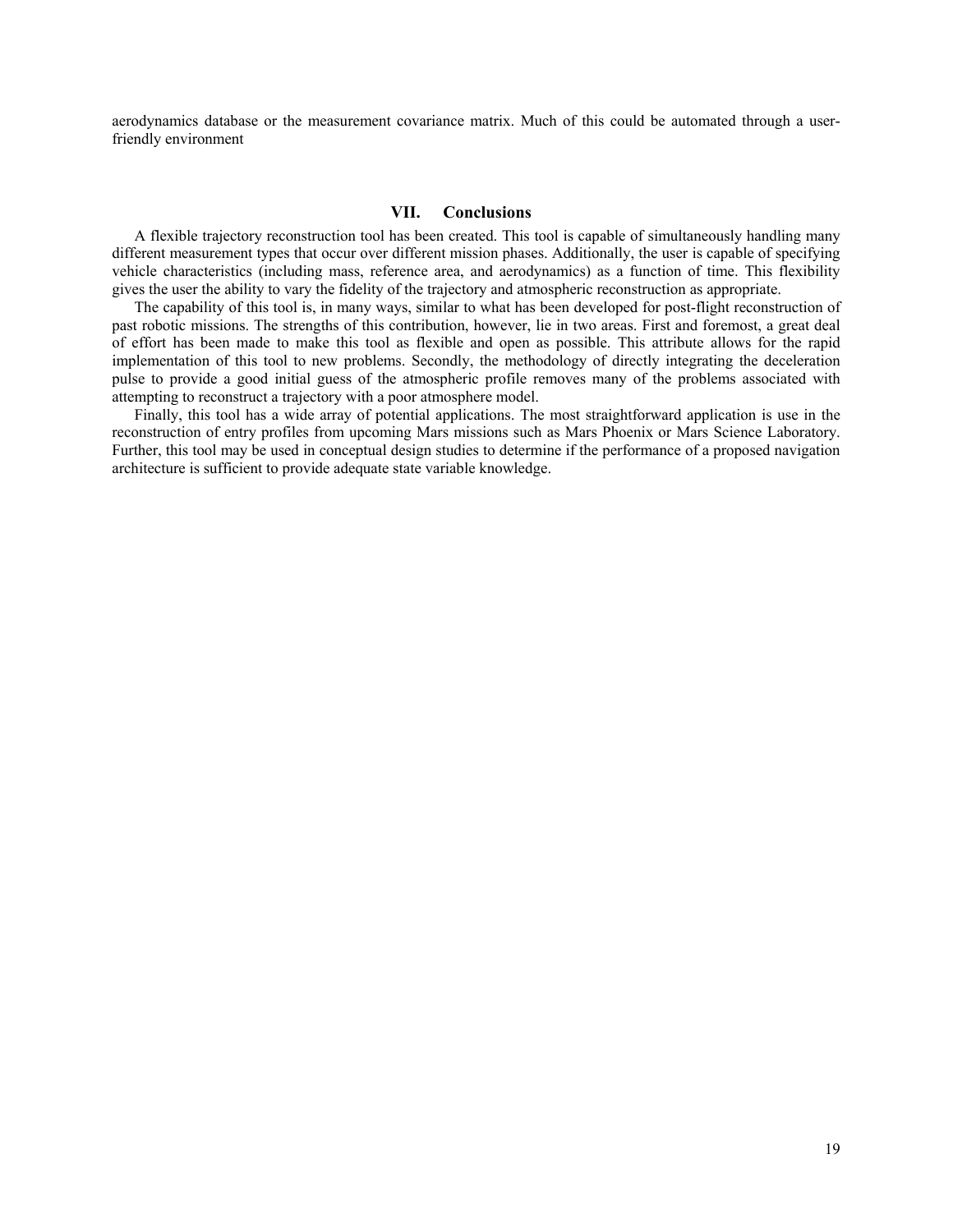aerodynamics database or the measurement covariance matrix. Much of this could be automated through a user-friendly environment

## VII. Conclusions

A flexible trajectory reconstruction tool has been created. This tool is capable of simultaneously handling many different measurement types that occur over different mission phases. Additionally, the user is capable of specifying vehicle characteristics (including mass, reference area, and aerodynamics) as a function of time. This flexibility gives the user the ability to vary the fidelity of the trajectory and atmospheric reconstruction as appropriate.

The capability of this tool is, in many ways, similar to what has been developed for post-flight reconstruction of past robotic missions. The strengths of this contribution, however, lie in two areas. First and foremost, a great deal of effort has been made to make this tool as flexible and open as possible. This attribute allows for the rapid implementation of this tool to new problems. Secondly, the methodology of directly integrating the deceleration pulse to provide a good initial guess of the atmospheric profile removes many of the problems associated with attempting to reconstruct a trajectory with a poor atmosphere model.

Finally, this tool has a wide array of potential applications. The most straightforward application is use in the reconstruction of entry profiles from upcoming Mars missions such as Mars Phoenix or Mars Science Laboratory. Further, this tool may be used in conceptual design studies to determine if the performance of a proposed navigation architecture is sufficient to provide adequate state variable knowledge.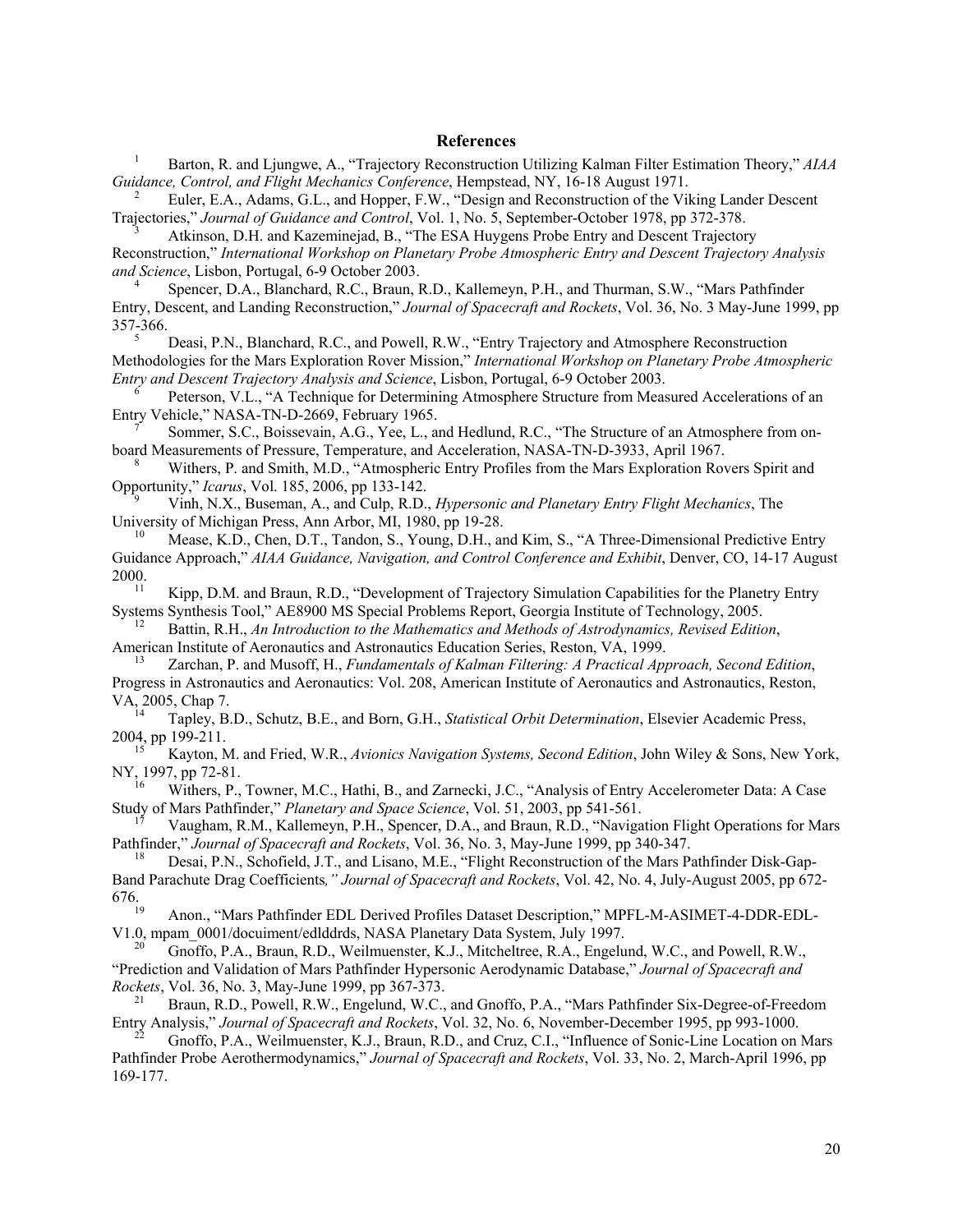# References

[1] Barton, R. and Ljungwe, A., "Trajectory Reconstruction Utilizing Kalman Filter Estimation Theory," *AIAA Guidance, Control, and Flight Mechanics Conference*, Hempstead, NY, 16-18 August 1971.

[2] Euler, E.A., Adams, G.L., and Hopper, F.W., "Design and Reconstruction of the Viking Lander Descent Trajectories," *Journal of Guidance and Control*, Vol. 1, No. 5, September-October 1978, pp 372-378.

[3] Atkinson, D.H. and Kazeminejad, B., "The ESA Huygens Probe Entry and Descent Trajectory Reconstruction," *International Workshop on Planetary Probe Atmospheric Entry and Descent Trajectory Analysis and Science*, Lisbon, Portugal, 6-9 October 2003.

[4] Spencer, D.A., Blanchard, R.C., Braun, R.D., Kallemeyn, P.H., and Thurman, S.W., "Mars Pathfinder Entry, Descent, and Landing Reconstruction," *Journal of Spacecraft and Rockets*, Vol. 36, No. 3 May-June 1999, pp 357-366.

[5] Deasi, P.N., Blanchard, R.C., and Powell, R.W., "Entry Trajectory and Atmosphere Reconstruction Methodologies for the Mars Exploration Rover Mission," *International Workshop on Planetary Probe Atmospheric Entry and Descent Trajectory Analysis and Science*, Lisbon, Portugal, 6-9 October 2003.

[6] Peterson, V.L., "A Technique for Determining Atmosphere Structure from Measured Accelerations of an Entry Vehicle," NASA-TN-D-2669, February 1965.

[7] Sommer, S.C., Boissevain, A.G., Yee, L., and Hedlund, R.C., "The Structure of an Atmosphere from on-board Measurements of Pressure, Temperature, and Acceleration, NASA-TN-D-3933, April 1967.

[8] Withers, P. and Smith, M.D., "Atmospheric Entry Profiles from the Mars Exploration Rovers Spirit and Opportunity," *Icarus*, Vol. 185, 2006, pp 133-142.

[9] Vinh, N.X., Buseman, A., and Culp, R.D., *Hypersonic and Planetary Entry Flight Mechanics*, The University of Michigan Press, Ann Arbor, MI, 1980, pp 19-28.

[10] Mease, K.D., Chen, D.T., Tandon, S., Young, D.H., and Kim, S., "A Three-Dimensional Predictive Entry Guidance Approach," *AIAA Guidance, Navigation, and Control Conference and Exhibit*, Denver, CO, 14-17 August 2000.

[11] Kipp, D.M. and Braun, R.D., "Development of Trajectory Simulation Capabilities for the Planetry Entry Systems Synthesis Tool," AE8900 MS Special Problems Report, Georgia Institute of Technology, 2005.

[12] Battin, R.H., *An Introduction to the Mathematics and Methods of Astrodynamics, Revised Edition*, American Institute of Aeronautics and Astronautics Education Series, Reston, VA, 1999.

[13] Zarchan, P. and Musoff, H., *Fundamentals of Kalman Filtering: A Practical Approach, Second Edition*, Progress in Astronautics and Aeronautics: Vol. 208, American Institute of Aeronautics and Astronautics, Reston, VA, 2005, Chap 7.

[14] Tapley, B.D., Schutz, B.E., and Born, G.H., *Statistical Orbit Determination*, Elsevier Academic Press, 2004, pp 199-211.

[15] Kayton, M. and Fried, W.R., *Avionics Navigation Systems, Second Edition*, John Wiley & Sons, New York, NY, 1997, pp 72-81.

[16] Withers, P., Towner, M.C., Hathi, B., and Zarnecki, J.C., "Analysis of Entry Accelerometer Data: A Case Study of Mars Pathfinder," *Planetary and Space Science*, Vol. 51, 2003, pp 541-561.

[17] Vaugham, R.M., Kallemeyn, P.H., Spencer, D.A., and Braun, R.D., "Navigation Flight Operations for Mars Pathfinder," *Journal of Spacecraft and Rockets*, Vol. 36, No. 3, May-June 1999, pp 340-347.

[18] Desai, P.N., Schofield, J.T., and Lisano, M.E., "Flight Reconstruction of the Mars Pathfinder Disk-Gap-Band Parachute Drag Coefficients*," Journal of Spacecraft and Rockets*, Vol. 42, No. 4, July-August 2005, pp 672-676.

[19] Anon., "Mars Pathfinder EDL Derived Profiles Dataset Description," MPFL-M-ASIMET-4-DDR-EDL-V1.0, mpam_0001/docuiment/edlddrds, NASA Planetary Data System, July 1997.

[20] Gnoffo, P.A., Braun, R.D., Weilmuenster, K.J., Mitcheltree, R.A., Engelund, W.C., and Powell, R.W., "Prediction and Validation of Mars Pathfinder Hypersonic Aerodynamic Database," *Journal of Spacecraft and Rockets*, Vol. 36, No. 3, May-June 1999, pp 367-373.

[21] Braun, R.D., Powell, R.W., Engelund, W.C., and Gnoffo, P.A., "Mars Pathfinder Six-Degree-of-Freedom Entry Analysis," *Journal of Spacecraft and Rockets*, Vol. 32, No. 6, November-December 1995, pp 993-1000.

[22] Gnoffo, P.A., Weilmuenster, K.J., Braun, R.D., and Cruz, C.I., "Influence of Sonic-Line Location on Mars Pathfinder Probe Aerothermodynamics," *Journal of Spacecraft and Rockets*, Vol. 33, No. 2, March-April 1996, pp 169-177.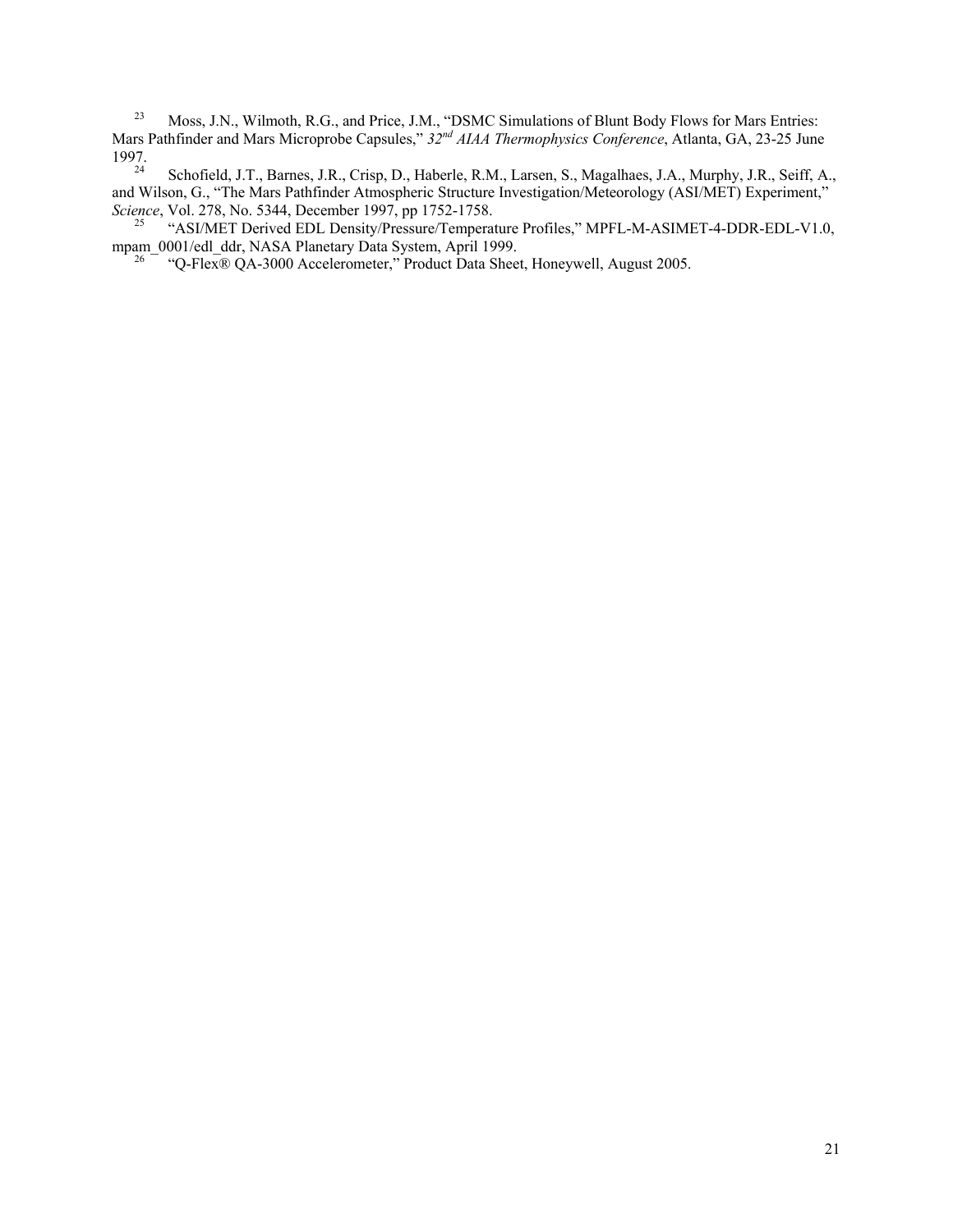[23] Moss, J.N., Wilmoth, R.G., and Price, J.M., "DSMC Simulations of Blunt Body Flows for Mars Entries: Mars Pathfinder and Mars Microprobe Capsules," *32nd AIAA Thermophysics Conference*, Atlanta, GA, 23-25 June 1997.

[24] Schofield, J.T., Barnes, J.R., Crisp, D., Haberle, R.M., Larsen, S., Magalhaes, J.A., Murphy, J.R., Seiff, A., and Wilson, G., "The Mars Pathfinder Atmospheric Structure Investigation/Meteorology (ASI/MET) Experiment," *Science*, Vol. 278, No. 5344, December 1997, pp 1752-1758.

[25] "ASI/MET Derived EDL Density/Pressure/Temperature Profiles," MPFL-M-ASIMET-4-DDR-EDL-V1.0, mpam_0001/edl_ddr, NASA Planetary Data System, April 1999.

[26] "Q-Flex® QA-3000 Accelerometer," Product Data Sheet, Honeywell, August 2005.